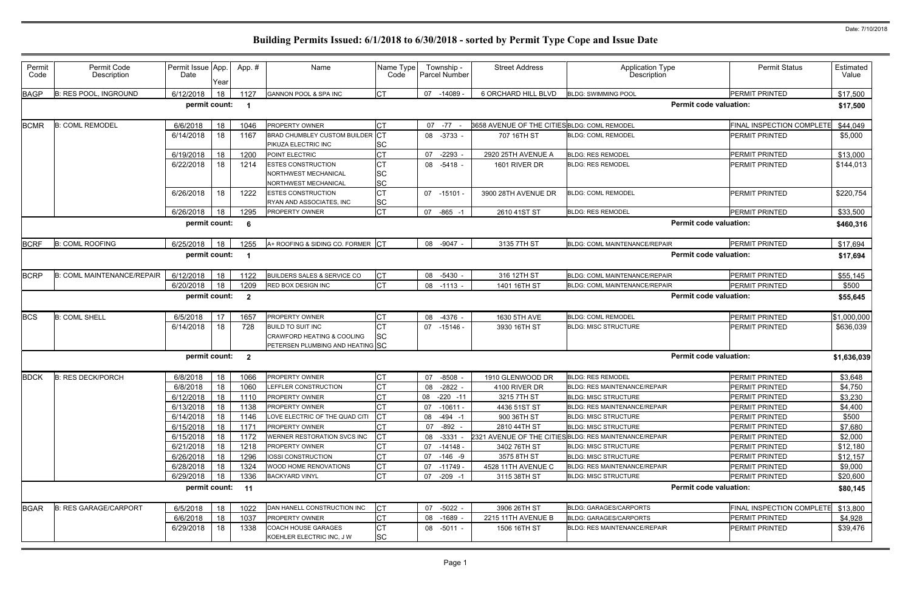Date: 7/10/2018

# Building Permits Issued: 6/1/2018 to 6/30/2018 - sorted by Permit Type Cope and Issue Date

| Permit Code | Permit Code Description | Permit Issue Date | App. Year | App. # | Name | Name Type Code | Township - Parcel Number | Street Address | Application Type Description | Permit Status | Estimated Value |
|---|---|---|---|---|---|---|---|---|---|---|---|
| BAGP | B: RES POOL, INGROUND | 6/12/2018 | 18 | 1127 | GANNON POOL & SPA INC | CT | 07 -14089 - | 6 ORCHARD HILL BLVD | BLDG: SWIMMING POOL | PERMIT PRINTED | $17,500 |
| | | permit count: | | 1 | | | | | Permit code valuation: | | $17,500 |
| BCMR | B: COML REMODEL | 6/6/2018 | 18 | 1046 | PROPERTY OWNER | CT | 07 -77 - | 3658 AVENUE OF THE CITIES | BLDG: COML REMODEL | FINAL INSPECTION COMPLETE | $44,049 |
| | | 6/14/2018 | 18 | 1167 | BRAD CHUMBLEY CUSTOM BUILDER<br>PIKUZA ELECTRIC INC | CT<br>SC | 08 -3733 - | 707 16TH ST | BLDG: COML REMODEL | PERMIT PRINTED | $5,000 |
| | | 6/19/2018 | 18 | 1200 | POINT ELECTRIC | CT | 07 -2293 - | 2920 25TH AVENUE A | BLDG: RES REMODEL | PERMIT PRINTED | $13,000 |
| | | 6/22/2018 | 18 | 1214 | ESTES CONSTRUCTION<br>NORTHWEST MECHANICAL<br>NORTHWEST MECHANICAL | CT<br>SC<br>SC | 08 -5418 - | 1601 RIVER DR | BLDG: RES REMODEL | PERMIT PRINTED | $144,013 |
| | | 6/26/2018 | 18 | 1222 | ESTES CONSTRUCTION<br>RYAN AND ASSOCIATES, INC | CT<br>SC | 07 -15101 - | 3900 28TH AVENUE DR | BLDG: COML REMODEL | PERMIT PRINTED | $220,754 |
| | | 6/26/2018 | 18 | 1295 | PROPERTY OWNER | CT | 07 -865 -1 | 2610 41ST ST | BLDG: RES REMODEL | PERMIT PRINTED | $33,500 |
| | | permit count: | | 6 | | | | | Permit code valuation: | | $460,316 |
| BCRF | B: COML ROOFING | 6/25/2018 | 18 | 1255 | A+ ROOFING & SIDING CO. FORMER | CT | 08 -9047 - | 3135 7TH ST | BLDG: COML MAINTENANCE/REPAIR | PERMIT PRINTED | $17,694 |
| | | permit count: | | 1 | | | | | Permit code valuation: | | $17,694 |
| BCRP | B: COML MAINTENANCE/REPAIR | 6/12/2018 | 18 | 1122 | BUILDERS SALES & SERVICE CO | CT | 08 -5430 - | 316 12TH ST | BLDG: COML MAINTENANCE/REPAIR | PERMIT PRINTED | $55,145 |
| | | 6/20/2018 | 18 | 1209 | RED BOX DESIGN INC | CT | 08 -1113 - | 1401 16TH ST | BLDG: COML MAINTENANCE/REPAIR | PERMIT PRINTED | $500 |
| | | permit count: | | 2 | | | | | Permit code valuation: | | $55,645 |
| BCS | B: COML SHELL | 6/5/2018 | 17 | 1657 | PROPERTY OWNER | CT | 08 -4376 - | 1630 5TH AVE | BLDG: COML REMODEL | PERMIT PRINTED | $1,000,000 |
| | | 6/14/2018 | 18 | 728 | BUILD TO SUIT INC<br>CRAWFORD HEATING & COOLING<br>PETERSEN PLUMBING AND HEATING | CT<br>SC<br>SC | 07 -15146 - | 3930 16TH ST | BLDG: MISC STRUCTURE | PERMIT PRINTED | $636,039 |
| | | permit count: | | 2 | | | | | Permit code valuation: | | $1,636,039 |
| BDCK | B: RES DECK/PORCH | 6/8/2018 | 18 | 1066 | PROPERTY OWNER | CT | 07 -8508 - | 1910 GLENWOOD DR | BLDG: RES REMODEL | PERMIT PRINTED | $3,648 |
| | | 6/8/2018 | 18 | 1060 | LEFFLER CONSTRUCTION | CT | 08 -2822 - | 4100 RIVER DR | BLDG: RES MAINTENANCE/REPAIR | PERMIT PRINTED | $4,750 |
| | | 6/12/2018 | 18 | 1110 | PROPERTY OWNER | CT | 08 -220 -11 | 3215 7TH ST | BLDG: MISC STRUCTURE | PERMIT PRINTED | $3,230 |
| | | 6/13/2018 | 18 | 1138 | PROPERTY OWNER | CT | 07 -10611 - | 4436 51ST ST | BLDG: RES MAINTENANCE/REPAIR | PERMIT PRINTED | $4,400 |
| | | 6/14/2018 | 18 | 1146 | LOVE ELECTRIC OF THE QUAD CITI | CT | 08 -494 -1 | 900 36TH ST | BLDG: MISC STRUCTURE | PERMIT PRINTED | $500 |
| | | 6/15/2018 | 18 | 1171 | PROPERTY OWNER | CT | 07 -892 - | 2810 44TH ST | BLDG: MISC STRUCTURE | PERMIT PRINTED | $7,680 |
| | | 6/15/2018 | 18 | 1172 | WERNER RESTORATION SVCS INC | CT | 08 -3331 - | 2321 AVENUE OF THE CITIES | BLDG: RES MAINTENANCE/REPAIR | PERMIT PRINTED | $2,000 |
| | | 6/21/2018 | 18 | 1218 | PROPERTY OWNER | CT | 07 -14148 - | 3402 76TH ST | BLDG: MISC STRUCTURE | PERMIT PRINTED | $12,180 |
| | | 6/26/2018 | 18 | 1296 | IOSSI CONSTRUCTION | CT | 07 -146 -9 | 3575 8TH ST | BLDG: MISC STRUCTURE | PERMIT PRINTED | $12,157 |
| | | 6/28/2018 | 18 | 1324 | WOOD HOME RENOVATIONS | CT | 07 -11749 - | 4528 11TH AVENUE C | BLDG: RES MAINTENANCE/REPAIR | PERMIT PRINTED | $9,000 |
| | | 6/29/2018 | 18 | 1336 | BACKYARD VINYL | CT | 07 -209 -1 | 3115 38TH ST | BLDG: MISC STRUCTURE | PERMIT PRINTED | $20,600 |
| | | permit count: | | 11 | | | | | Permit code valuation: | | $80,145 |
| BGAR | B: RES GARAGE/CARPORT | 6/5/2018 | 18 | 1022 | DAN HANELL CONSTRUCTION INC | CT | 07 -5022 - | 3906 26TH ST | BLDG: GARAGES/CARPORTS | FINAL INSPECTION COMPLETE | $13,800 |
| | | 6/6/2018 | 18 | 1037 | PROPERTY OWNER | CT | 08 -1689 - | 2215 11TH AVENUE B | BLDG: GARAGES/CARPORTS | PERMIT PRINTED | $4,928 |
| | | 6/29/2018 | 18 | 1338 | COACH HOUSE GARAGES<br>KOEHLER ELECTRIC INC, J W | CT<br>SC | 08 -5011 - | 1506 16TH ST | BLDG: RES MAINTENANCE/REPAIR | PERMIT PRINTED | $39,476 |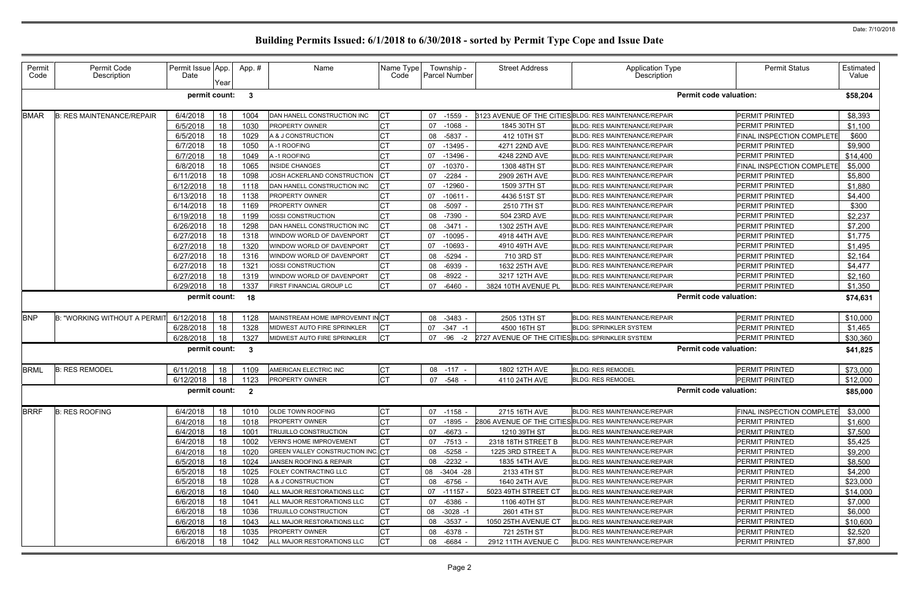# Building Permits Issued: 6/1/2018 to 6/30/2018 - sorted by Permit Type Cope and Issue Date

Date: 7/10/2018

| Permit Code | Permit Code Description | Permit Issue Date | App. Year | App. # | Name | Name Type Code | Township - Parcel Number | Street Address | Application Type Description | Permit Status | Estimated Value |
|---|---|---|---|---|---|---|---|---|---|---|---|
| | | **permit count:** | | **3** | | | | | **Permit code valuation:** | | **$58,204** |
| BMAR | B: RES MAINTENANCE/REPAIR | 6/4/2018 | 18 | 1004 | DAN HANELL CONSTRUCTION INC | CT | 07 -1559 - | 3123 AVENUE OF THE CITIES | BLDG: RES MAINTENANCE/REPAIR | PERMIT PRINTED | $8,393 |
| | | 6/5/2018 | 18 | 1030 | PROPERTY OWNER | CT | 07 -1068 - | 1845 30TH ST | BLDG: RES MAINTENANCE/REPAIR | PERMIT PRINTED | $1,100 |
| | | 6/5/2018 | 18 | 1029 | A & J CONSTRUCTION | CT | 08 -5837 - | 412 10TH ST | BLDG: RES MAINTENANCE/REPAIR | FINAL INSPECTION COMPLETE | $600 |
| | | 6/7/2018 | 18 | 1050 | A -1 ROOFING | CT | 07 -13495 - | 4271 22ND AVE | BLDG: RES MAINTENANCE/REPAIR | PERMIT PRINTED | $9,900 |
| | | 6/7/2018 | 18 | 1049 | A -1 ROOFING | CT | 07 -13496 - | 4248 22ND AVE | BLDG: RES MAINTENANCE/REPAIR | PERMIT PRINTED | $14,400 |
| | | 6/8/2018 | 18 | 1065 | INSIDE CHANGES | CT | 07 -10370 - | 1308 48TH ST | BLDG: RES MAINTENANCE/REPAIR | FINAL INSPECTION COMPLETE | $5,000 |
| | | 6/11/2018 | 18 | 1098 | JOSH ACKERLAND CONSTRUCTION | CT | 07 -2284 - | 2909 26TH AVE | BLDG: RES MAINTENANCE/REPAIR | PERMIT PRINTED | $5,800 |
| | | 6/12/2018 | 18 | 1118 | DAN HANELL CONSTRUCTION INC | CT | 07 -12960 - | 1509 37TH ST | BLDG: RES MAINTENANCE/REPAIR | PERMIT PRINTED | $1,880 |
| | | 6/13/2018 | 18 | 1138 | PROPERTY OWNER | CT | 07 -10611 - | 4436 51ST ST | BLDG: RES MAINTENANCE/REPAIR | PERMIT PRINTED | $4,400 |
| | | 6/14/2018 | 18 | 1169 | PROPERTY OWNER | CT | 08 -5097 - | 2510 7TH ST | BLDG: RES MAINTENANCE/REPAIR | PERMIT PRINTED | $300 |
| | | 6/19/2018 | 18 | 1199 | IOSSI CONSTRUCTION | CT | 08 -7390 - | 504 23RD AVE | BLDG: RES MAINTENANCE/REPAIR | PERMIT PRINTED | $2,237 |
| | | 6/26/2018 | 18 | 1298 | DAN HANELL CONSTRUCTION INC | CT | 08 -3471 - | 1302 25TH AVE | BLDG: RES MAINTENANCE/REPAIR | PERMIT PRINTED | $7,200 |
| | | 6/27/2018 | 18 | 1318 | WINDOW WORLD OF DAVENPORT | CT | 07 -10095 - | 4918 44TH AVE | BLDG: RES MAINTENANCE/REPAIR | PERMIT PRINTED | $1,775 |
| | | 6/27/2018 | 18 | 1320 | WINDOW WORLD OF DAVENPORT | CT | 07 -10693 - | 4910 49TH AVE | BLDG: RES MAINTENANCE/REPAIR | PERMIT PRINTED | $1,495 |
| | | 6/27/2018 | 18 | 1316 | WINDOW WORLD OF DAVENPORT | CT | 08 -5294 - | 710 3RD ST | BLDG: RES MAINTENANCE/REPAIR | PERMIT PRINTED | $2,164 |
| | | 6/27/2018 | 18 | 1321 | IOSSI CONSTRUCTION | CT | 08 -6939 - | 1632 25TH AVE | BLDG: RES MAINTENANCE/REPAIR | PERMIT PRINTED | $4,477 |
| | | 6/27/2018 | 18 | 1319 | WINDOW WORLD OF DAVENPORT | CT | 08 -8922 - | 3217 12TH AVE | BLDG: RES MAINTENANCE/REPAIR | PERMIT PRINTED | $2,160 |
| | | 6/29/2018 | 18 | 1337 | FIRST FINANCIAL GROUP LC | CT | 07 -6460 - | 3824 10TH AVENUE PL | BLDG: RES MAINTENANCE/REPAIR | PERMIT PRINTED | $1,350 |
| | | **permit count:** | | **18** | | | | | **Permit code valuation:** | | **$74,631** |
| BNP | B: "WORKING WITHOUT A PERMIT | 6/12/2018 | 18 | 1128 | MAINSTREAM HOME IMPROVEMNT IN | CT | 08 -3483 - | 2505 13TH ST | BLDG: RES MAINTENANCE/REPAIR | PERMIT PRINTED | $10,000 |
| | | 6/28/2018 | 18 | 1328 | MIDWEST AUTO FIRE SPRINKLER | CT | 07 -347 -1 | 4500 16TH ST | BLDG: SPRINKLER SYSTEM | PERMIT PRINTED | $1,465 |
| | | 6/28/2018 | 18 | 1327 | MIDWEST AUTO FIRE SPRINKLER | CT | 07 -96 -2 | 2727 AVENUE OF THE CITIES | BLDG: SPRINKLER SYSTEM | PERMIT PRINTED | $30,360 |
| | | **permit count:** | | **3** | | | | | **Permit code valuation:** | | **$41,825** |
| BRML | B: RES REMODEL | 6/11/2018 | 18 | 1109 | AMERICAN ELECTRIC INC | CT | 08 -117 - | 1802 12TH AVE | BLDG: RES REMODEL | PERMIT PRINTED | $73,000 |
| | | 6/12/2018 | 18 | 1123 | PROPERTY OWNER | CT | 07 -548 - | 4110 24TH AVE | BLDG: RES REMODEL | PERMIT PRINTED | $12,000 |
| | | **permit count:** | | **2** | | | | | **Permit code valuation:** | | **$85,000** |
| BRRF | B: RES ROOFING | 6/4/2018 | 18 | 1010 | OLDE TOWN ROOFING | CT | 07 -1158 - | 2715 16TH AVE | BLDG: RES MAINTENANCE/REPAIR | FINAL INSPECTION COMPLETE | $3,000 |
| | | 6/4/2018 | 18 | 1018 | PROPERTY OWNER | CT | 07 -1895 - | 2806 AVENUE OF THE CITIES | BLDG: RES MAINTENANCE/REPAIR | PERMIT PRINTED | $1,600 |
| | | 6/4/2018 | 18 | 1001 | TRUJILLO CONSTRUCTION | CT | 07 -6673 - | 1210 39TH ST | BLDG: RES MAINTENANCE/REPAIR | PERMIT PRINTED | $7,500 |
| | | 6/4/2018 | 18 | 1002 | VERN'S HOME IMPROVEMENT | CT | 07 -7513 - | 2318 18TH STREET B | BLDG: RES MAINTENANCE/REPAIR | PERMIT PRINTED | $5,425 |
| | | 6/4/2018 | 18 | 1020 | GREEN VALLEY CONSTRUCTION INC. | CT | 08 -5258 - | 1225 3RD STREET A | BLDG: RES MAINTENANCE/REPAIR | PERMIT PRINTED | $9,200 |
| | | 6/5/2018 | 18 | 1024 | JANSEN ROOFING & REPAIR | CT | 08 -2232 - | 1835 14TH AVE | BLDG: RES MAINTENANCE/REPAIR | PERMIT PRINTED | $8,500 |
| | | 6/5/2018 | 18 | 1025 | FOLEY CONTRACTING LLC | CT | 08 -3404 -28 | 2133 4TH ST | BLDG: RES MAINTENANCE/REPAIR | PERMIT PRINTED | $4,200 |
| | | 6/5/2018 | 18 | 1028 | A & J CONSTRUCTION | CT | 08 -6756 - | 1640 24TH AVE | BLDG: RES MAINTENANCE/REPAIR | PERMIT PRINTED | $23,000 |
| | | 6/6/2018 | 18 | 1040 | ALL MAJOR RESTORATIONS LLC | CT | 07 -11157 - | 5023 49TH STREET CT | BLDG: RES MAINTENANCE/REPAIR | PERMIT PRINTED | $14,000 |
| | | 6/6/2018 | 18 | 1041 | ALL MAJOR RESTORATIONS LLC | CT | 07 -6386 - | 1106 40TH ST | BLDG: RES MAINTENANCE/REPAIR | PERMIT PRINTED | $7,000 |
| | | 6/6/2018 | 18 | 1036 | TRUJILLO CONSTRUCTION | CT | 08 -3028 -1 | 2601 4TH ST | BLDG: RES MAINTENANCE/REPAIR | PERMIT PRINTED | $6,000 |
| | | 6/6/2018 | 18 | 1043 | ALL MAJOR RESTORATIONS LLC | CT | 08 -3537 - | 1050 25TH AVENUE CT | BLDG: RES MAINTENANCE/REPAIR | PERMIT PRINTED | $10,600 |
| | | 6/6/2018 | 18 | 1035 | PROPERTY OWNER | CT | 08 -6378 - | 721 25TH ST | BLDG: RES MAINTENANCE/REPAIR | PERMIT PRINTED | $2,520 |
| | | 6/6/2018 | 18 | 1042 | ALL MAJOR RESTORATIONS LLC | CT | 08 -6684 - | 2912 11TH AVENUE C | BLDG: RES MAINTENANCE/REPAIR | PERMIT PRINTED | $7,800 |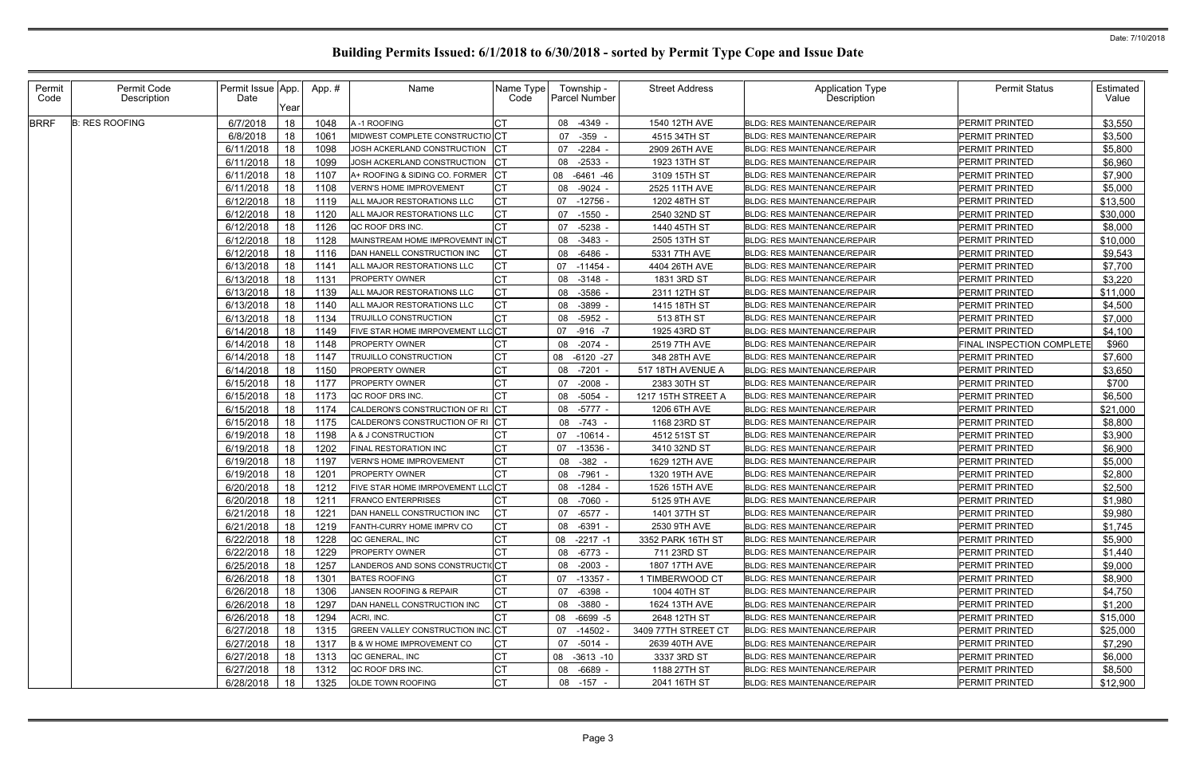# Building Permits Issued: 6/1/2018 to 6/30/2018 - sorted by Permit Type Cope and Issue Date

Date: 7/10/2018

| Permit Code | Permit Code Description | Permit Issue Date | App. Year | App. # | Name | Name Type Code | Township - Parcel Number | Street Address | Application Type Description | Permit Status | Estimated Value |
|---|---|---|---|---|---|---|---|---|---|---|---|
| BRRF | B: RES ROOFING | 6/7/2018 | 18 | 1048 | A -1 ROOFING | CT | 08 -4349 - | 1540 12TH AVE | BLDG: RES MAINTENANCE/REPAIR | PERMIT PRINTED | $3,550 |
| | | 6/8/2018 | 18 | 1061 | MIDWEST COMPLETE CONSTRUCTIO | CT | 07 -359 - | 4515 34TH ST | BLDG: RES MAINTENANCE/REPAIR | PERMIT PRINTED | $3,500 |
| | | 6/11/2018 | 18 | 1098 | JOSH ACKERLAND CONSTRUCTION | CT | 07 -2284 - | 2909 26TH AVE | BLDG: RES MAINTENANCE/REPAIR | PERMIT PRINTED | $5,800 |
| | | 6/11/2018 | 18 | 1099 | JOSH ACKERLAND CONSTRUCTION | CT | 08 -2533 - | 1923 13TH ST | BLDG: RES MAINTENANCE/REPAIR | PERMIT PRINTED | $6,960 |
| | | 6/11/2018 | 18 | 1107 | A+ ROOFING & SIDING CO. FORMER | CT | 08 -6461 -46 | 3109 15TH ST | BLDG: RES MAINTENANCE/REPAIR | PERMIT PRINTED | $7,900 |
| | | 6/11/2018 | 18 | 1108 | VERN'S HOME IMPROVEMENT | CT | 08 -9024 - | 2525 11TH AVE | BLDG: RES MAINTENANCE/REPAIR | PERMIT PRINTED | $5,000 |
| | | 6/12/2018 | 18 | 1119 | ALL MAJOR RESTORATIONS LLC | CT | 07 -12756 - | 1202 48TH ST | BLDG: RES MAINTENANCE/REPAIR | PERMIT PRINTED | $13,500 |
| | | 6/12/2018 | 18 | 1120 | ALL MAJOR RESTORATIONS LLC | CT | 07 -1550 - | 2540 32ND ST | BLDG: RES MAINTENANCE/REPAIR | PERMIT PRINTED | $30,000 |
| | | 6/12/2018 | 18 | 1126 | QC ROOF DRS INC. | CT | 07 -5238 - | 1440 45TH ST | BLDG: RES MAINTENANCE/REPAIR | PERMIT PRINTED | $8,000 |
| | | 6/12/2018 | 18 | 1128 | MAINSTREAM HOME IMPROVEMNT IN | CT | 08 -3483 - | 2505 13TH ST | BLDG: RES MAINTENANCE/REPAIR | PERMIT PRINTED | $10,000 |
| | | 6/12/2018 | 18 | 1116 | DAN HANELL CONSTRUCTION INC | CT | 08 -6486 - | 5331 7TH AVE | BLDG: RES MAINTENANCE/REPAIR | PERMIT PRINTED | $9,543 |
| | | 6/13/2018 | 18 | 1141 | ALL MAJOR RESTORATIONS LLC | CT | 07 -11454 - | 4404 26TH AVE | BLDG: RES MAINTENANCE/REPAIR | PERMIT PRINTED | $7,700 |
| | | 6/13/2018 | 18 | 1131 | PROPERTY OWNER | CT | 08 -3148 - | 1831 3RD ST | BLDG: RES MAINTENANCE/REPAIR | PERMIT PRINTED | $3,220 |
| | | 6/13/2018 | 18 | 1139 | ALL MAJOR RESTORATIONS LLC | CT | 08 -3586 - | 2311 12TH ST | BLDG: RES MAINTENANCE/REPAIR | PERMIT PRINTED | $11,000 |
| | | 6/13/2018 | 18 | 1140 | ALL MAJOR RESTORATIONS LLC | CT | 08 -3899 - | 1415 18TH ST | BLDG: RES MAINTENANCE/REPAIR | PERMIT PRINTED | $4,500 |
| | | 6/13/2018 | 18 | 1134 | TRUJILLO CONSTRUCTION | CT | 08 -5952 - | 513 8TH ST | BLDG: RES MAINTENANCE/REPAIR | PERMIT PRINTED | $7,000 |
| | | 6/14/2018 | 18 | 1149 | FIVE STAR HOME IMRPOVEMENT LLC | CT | 07 -916 -7 | 1925 43RD ST | BLDG: RES MAINTENANCE/REPAIR | PERMIT PRINTED | $4,100 |
| | | 6/14/2018 | 18 | 1148 | PROPERTY OWNER | CT | 08 -2074 - | 2519 7TH AVE | BLDG: RES MAINTENANCE/REPAIR | FINAL INSPECTION COMPLETE | $960 |
| | | 6/14/2018 | 18 | 1147 | TRUJILLO CONSTRUCTION | CT | 08 -6120 -27 | 348 28TH AVE | BLDG: RES MAINTENANCE/REPAIR | PERMIT PRINTED | $7,600 |
| | | 6/14/2018 | 18 | 1150 | PROPERTY OWNER | CT | 08 -7201 - | 517 18TH AVENUE A | BLDG: RES MAINTENANCE/REPAIR | PERMIT PRINTED | $3,650 |
| | | 6/15/2018 | 18 | 1177 | PROPERTY OWNER | CT | 07 -2008 - | 2383 30TH ST | BLDG: RES MAINTENANCE/REPAIR | PERMIT PRINTED | $700 |
| | | 6/15/2018 | 18 | 1173 | QC ROOF DRS INC. | CT | 08 -5054 - | 1217 15TH STREET A | BLDG: RES MAINTENANCE/REPAIR | PERMIT PRINTED | $6,500 |
| | | 6/15/2018 | 18 | 1174 | CALDERON'S CONSTRUCTION OF RI | CT | 08 -5777 - | 1206 6TH AVE | BLDG: RES MAINTENANCE/REPAIR | PERMIT PRINTED | $21,000 |
| | | 6/15/2018 | 18 | 1175 | CALDERON'S CONSTRUCTION OF RI | CT | 08 -743 - | 1168 23RD ST | BLDG: RES MAINTENANCE/REPAIR | PERMIT PRINTED | $8,800 |
| | | 6/19/2018 | 18 | 1198 | A & J CONSTRUCTION | CT | 07 -10614 - | 4512 51ST ST | BLDG: RES MAINTENANCE/REPAIR | PERMIT PRINTED | $3,900 |
| | | 6/19/2018 | 18 | 1202 | FINAL RESTORATION INC | CT | 07 -13536 - | 3410 32ND ST | BLDG: RES MAINTENANCE/REPAIR | PERMIT PRINTED | $6,900 |
| | | 6/19/2018 | 18 | 1197 | VERN'S HOME IMPROVEMENT | CT | 08 -382 - | 1629 12TH AVE | BLDG: RES MAINTENANCE/REPAIR | PERMIT PRINTED | $5,000 |
| | | 6/19/2018 | 18 | 1201 | PROPERTY OWNER | CT | 08 -7961 - | 1320 19TH AVE | BLDG: RES MAINTENANCE/REPAIR | PERMIT PRINTED | $2,800 |
| | | 6/20/2018 | 18 | 1212 | FIVE STAR HOME IMRPOVEMENT LLC | CT | 08 -1284 - | 1526 15TH AVE | BLDG: RES MAINTENANCE/REPAIR | PERMIT PRINTED | $2,500 |
| | | 6/20/2018 | 18 | 1211 | FRANCO ENTERPRISES | CT | 08 -7060 - | 5125 9TH AVE | BLDG: RES MAINTENANCE/REPAIR | PERMIT PRINTED | $1,980 |
| | | 6/21/2018 | 18 | 1221 | DAN HANELL CONSTRUCTION INC | CT | 07 -6577 - | 1401 37TH ST | BLDG: RES MAINTENANCE/REPAIR | PERMIT PRINTED | $9,980 |
| | | 6/21/2018 | 18 | 1219 | FANTH-CURRY HOME IMPRV CO | CT | 08 -6391 - | 2530 9TH AVE | BLDG: RES MAINTENANCE/REPAIR | PERMIT PRINTED | $1,745 |
| | | 6/22/2018 | 18 | 1228 | QC GENERAL, INC | CT | 08 -2217 -1 | 3352 PARK 16TH ST | BLDG: RES MAINTENANCE/REPAIR | PERMIT PRINTED | $5,900 |
| | | 6/22/2018 | 18 | 1229 | PROPERTY OWNER | CT | 08 -6773 - | 711 23RD ST | BLDG: RES MAINTENANCE/REPAIR | PERMIT PRINTED | $1,440 |
| | | 6/25/2018 | 18 | 1257 | LANDEROS AND SONS CONSTRUCTIO | CT | 08 -2003 - | 1807 17TH AVE | BLDG: RES MAINTENANCE/REPAIR | PERMIT PRINTED | $9,000 |
| | | 6/26/2018 | 18 | 1301 | BATES ROOFING | CT | 07 -13357 - | 1 TIMBERWOOD CT | BLDG: RES MAINTENANCE/REPAIR | PERMIT PRINTED | $8,900 |
| | | 6/26/2018 | 18 | 1306 | JANSEN ROOFING & REPAIR | CT | 07 -6398 - | 1004 40TH ST | BLDG: RES MAINTENANCE/REPAIR | PERMIT PRINTED | $4,750 |
| | | 6/26/2018 | 18 | 1297 | DAN HANELL CONSTRUCTION INC | CT | 08 -3880 - | 1624 13TH AVE | BLDG: RES MAINTENANCE/REPAIR | PERMIT PRINTED | $1,200 |
| | | 6/26/2018 | 18 | 1294 | ACRI, INC. | CT | 08 -6699 -5 | 2648 12TH ST | BLDG: RES MAINTENANCE/REPAIR | PERMIT PRINTED | $15,000 |
| | | 6/27/2018 | 18 | 1315 | GREEN VALLEY CONSTRUCTION INC. | CT | 07 -14502 - | 3409 77TH STREET CT | BLDG: RES MAINTENANCE/REPAIR | PERMIT PRINTED | $25,000 |
| | | 6/27/2018 | 18 | 1317 | B & W HOME IMPROVEMENT CO | CT | 07 -5014 - | 2639 40TH AVE | BLDG: RES MAINTENANCE/REPAIR | PERMIT PRINTED | $7,290 |
| | | 6/27/2018 | 18 | 1313 | QC GENERAL, INC | CT | 08 -3613 -10 | 3337 3RD ST | BLDG: RES MAINTENANCE/REPAIR | PERMIT PRINTED | $6,000 |
| | | 6/27/2018 | 18 | 1312 | QC ROOF DRS INC. | CT | 08 -6689 - | 1188 27TH ST | BLDG: RES MAINTENANCE/REPAIR | PERMIT PRINTED | $8,500 |
| | | 6/28/2018 | 18 | 1325 | OLDE TOWN ROOFING | CT | 08 -157 - | 2041 16TH ST | BLDG: RES MAINTENANCE/REPAIR | PERMIT PRINTED | $12,900 |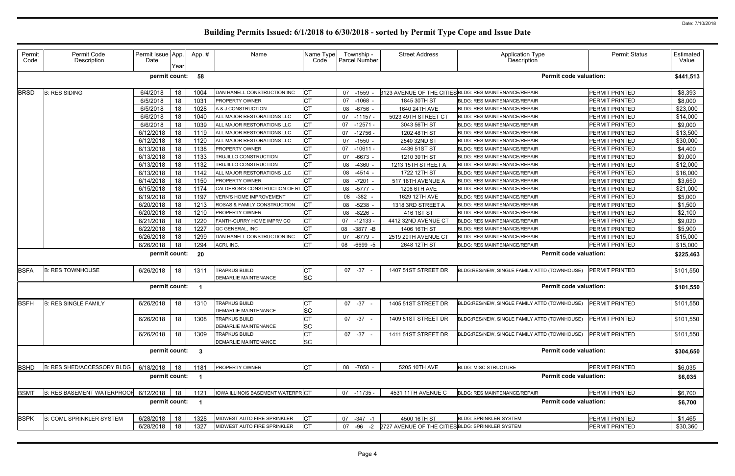# Building Permits Issued: 6/1/2018 to 6/30/2018 - sorted by Permit Type Cope and Issue Date

Date: 7/10/2018

| Permit Code | Permit Code Description | Permit Issue Date | App. Year | App. # | Name | Name Type Code | Township - Parcel Number | Street Address | Application Type Description | Permit Status | Estimated Value |
|---|---|---|---|---|---|---|---|---|---|---|---|
| | | permit count: | | 58 | | | | | Permit code valuation: | | $441,513 |
| BRSD | B: RES SIDING | 6/4/2018 | 18 | 1004 | DAN HANELL CONSTRUCTION INC | CT | 07 -1559 - | 3123 AVENUE OF THE CITIES | BLDG: RES MAINTENANCE/REPAIR | PERMIT PRINTED | $8,393 |
| | | 6/5/2018 | 18 | 1031 | PROPERTY OWNER | CT | 07 -1068 - | 1845 30TH ST | BLDG: RES MAINTENANCE/REPAIR | PERMIT PRINTED | $8,000 |
| | | 6/5/2018 | 18 | 1028 | A & J CONSTRUCTION | CT | 08 -6756 - | 1640 24TH AVE | BLDG: RES MAINTENANCE/REPAIR | PERMIT PRINTED | $23,000 |
| | | 6/6/2018 | 18 | 1040 | ALL MAJOR RESTORATIONS LLC | CT | 07 -11157 - | 5023 49TH STREET CT | BLDG: RES MAINTENANCE/REPAIR | PERMIT PRINTED | $14,000 |
| | | 6/6/2018 | 18 | 1039 | ALL MAJOR RESTORATIONS LLC | CT | 07 -12571 - | 3043 56TH ST | BLDG: RES MAINTENANCE/REPAIR | PERMIT PRINTED | $9,000 |
| | | 6/12/2018 | 18 | 1119 | ALL MAJOR RESTORATIONS LLC | CT | 07 -12756 - | 1202 48TH ST | BLDG: RES MAINTENANCE/REPAIR | PERMIT PRINTED | $13,500 |
| | | 6/12/2018 | 18 | 1120 | ALL MAJOR RESTORATIONS LLC | CT | 07 -1550 - | 2540 32ND ST | BLDG: RES MAINTENANCE/REPAIR | PERMIT PRINTED | $30,000 |
| | | 6/13/2018 | 18 | 1138 | PROPERTY OWNER | CT | 07 -10611 - | 4436 51ST ST | BLDG: RES MAINTENANCE/REPAIR | PERMIT PRINTED | $4,400 |
| | | 6/13/2018 | 18 | 1133 | TRUJILLO CONSTRUCTION | CT | 07 -6673 - | 1210 39TH ST | BLDG: RES MAINTENANCE/REPAIR | PERMIT PRINTED | $9,000 |
| | | 6/13/2018 | 18 | 1132 | TRUJILLO CONSTRUCTION | CT | 08 -4360 - | 1213 15TH STREET A | BLDG: RES MAINTENANCE/REPAIR | PERMIT PRINTED | $12,000 |
| | | 6/13/2018 | 18 | 1142 | ALL MAJOR RESTORATIONS LLC | CT | 08 -4514 - | 1722 12TH ST | BLDG: RES MAINTENANCE/REPAIR | PERMIT PRINTED | $16,000 |
| | | 6/14/2018 | 18 | 1150 | PROPERTY OWNER | CT | 08 -7201 - | 517 18TH AVENUE A | BLDG: RES MAINTENANCE/REPAIR | PERMIT PRINTED | $3,650 |
| | | 6/15/2018 | 18 | 1174 | CALDERON'S CONSTRUCTION OF RI | CT | 08 -5777 - | 1206 6TH AVE | BLDG: RES MAINTENANCE/REPAIR | PERMIT PRINTED | $21,000 |
| | | 6/19/2018 | 18 | 1197 | VERN'S HOME IMPROVEMENT | CT | 08 -382 - | 1629 12TH AVE | BLDG: RES MAINTENANCE/REPAIR | PERMIT PRINTED | $5,000 |
| | | 6/20/2018 | 18 | 1213 | ROSAS & FAMILY CONSTRUCTION | CT | 08 -5238 - | 1318 3RD STREET A | BLDG: RES MAINTENANCE/REPAIR | PERMIT PRINTED | $1,500 |
| | | 6/20/2018 | 18 | 1210 | PROPERTY OWNER | CT | 08 -8226 - | 416 1ST ST | BLDG: RES MAINTENANCE/REPAIR | PERMIT PRINTED | $2,100 |
| | | 6/21/2018 | 18 | 1220 | FANTH-CURRY HOME IMPRV CO | CT | 07 -12133 - | 4412 32ND AVENUE CT | BLDG: RES MAINTENANCE/REPAIR | PERMIT PRINTED | $9,020 |
| | | 6/22/2018 | 18 | 1227 | QC GENERAL, INC | CT | 08 -3877 -B | 1406 16TH ST | BLDG: RES MAINTENANCE/REPAIR | PERMIT PRINTED | $5,900 |
| | | 6/26/2018 | 18 | 1299 | DAN HANELL CONSTRUCTION INC | CT | 07 -6779 - | 2519 29TH AVENUE CT | BLDG: RES MAINTENANCE/REPAIR | PERMIT PRINTED | $15,000 |
| | | 6/26/2018 | 18 | 1294 | ACRI, INC. | CT | 08 -6699 -5 | 2648 12TH ST | BLDG: RES MAINTENANCE/REPAIR | PERMIT PRINTED | $15,000 |
| | | permit count: | | 20 | | | | | Permit code valuation: | | $225,463 |
| BSFA | B: RES TOWNHOUSE | 6/26/2018 | 18 | 1311 | TRAPKUS BUILD<br>DEMARLIE MAINTENANCE | CT<br>SC | 07 -37 - | 1407 51ST STREET DR | BLDG:RES/NEW, SINGLE FAMILY ATTD (TOWNHOUSE) | PERMIT PRINTED | $101,550 |
| | | permit count: | | 1 | | | | | Permit code valuation: | | $101,550 |
| BSFH | B: RES SINGLE FAMILY | 6/26/2018 | 18 | 1310 | TRAPKUS BUILD<br>DEMARLIE MAINTENANCE | CT<br>SC | 07 -37 - | 1405 51ST STREET DR | BLDG:RES/NEW, SINGLE FAMILY ATTD (TOWNHOUSE) | PERMIT PRINTED | $101,550 |
| | | 6/26/2018 | 18 | 1308 | TRAPKUS BUILD<br>DEMARLIE MAINTENANCE | CT<br>SC | 07 -37 - | 1409 51ST STREET DR | BLDG:RES/NEW, SINGLE FAMILY ATTD (TOWNHOUSE) | PERMIT PRINTED | $101,550 |
| | | 6/26/2018 | 18 | 1309 | TRAPKUS BUILD<br>DEMARLIE MAINTENANCE | CT<br>SC | 07 -37 - | 1411 51ST STREET DR | BLDG:RES/NEW, SINGLE FAMILY ATTD (TOWNHOUSE) | PERMIT PRINTED | $101,550 |
| | | permit count: | | 3 | | | | | Permit code valuation: | | $304,650 |
| BSHD | B: RES SHED/ACCESSORY BLDG | 6/18/2018 | 18 | 1181 | PROPERTY OWNER | CT | 08 -7050 - | 5205 10TH AVE | BLDG: MISC STRUCTURE | PERMIT PRINTED | $6,035 |
| | | permit count: | | 1 | | | | | Permit code valuation: | | $6,035 |
| BSMT | B: RES BASEMENT WATERPROOF | 6/12/2018 | 18 | 1121 | IOWA ILLINOIS BASEMENT WATERPR | CT | 07 -11735 - | 4531 11TH AVENUE C | BLDG: RES MAINTENANCE/REPAIR | PERMIT PRINTED | $6,700 |
| | | permit count: | | 1 | | | | | Permit code valuation: | | $6,700 |
| BSPK | B: COML SPRINKLER SYSTEM | 6/28/2018 | 18 | 1328 | MIDWEST AUTO FIRE SPRINKLER | CT | 07 -347 -1 | 4500 16TH ST | BLDG: SPRINKLER SYSTEM | PERMIT PRINTED | $1,465 |
| | | 6/28/2018 | 18 | 1327 | MIDWEST AUTO FIRE SPRINKLER | CT | 07 -96 -2 | 2727 AVENUE OF THE CITIES | BLDG: SPRINKLER SYSTEM | PERMIT PRINTED | $30,360 |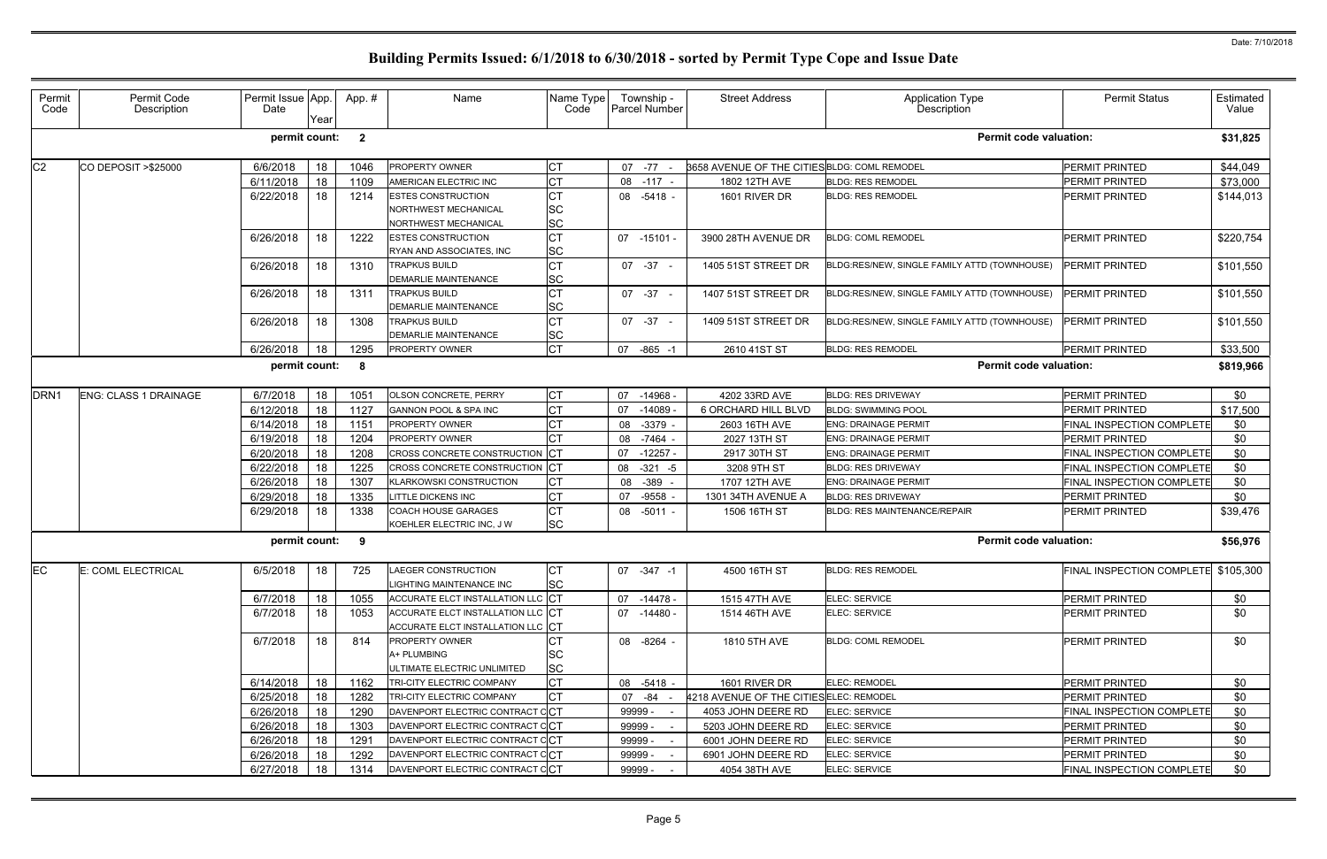# Building Permits Issued: 6/1/2018 to 6/30/2018 - sorted by Permit Type Cope and Issue Date

Date: 7/10/2018

| Permit Code | Permit Code Description | Permit Issue Date | App. Year | App. # | Name | Name Type Code | Township - Parcel Number | Street Address | Application Type Description | Permit Status | Estimated Value |
|---|---|---|---|---|---|---|---|---|---|---|---|
| | | **permit count:** | | **2** | | | | | **Permit code valuation:** | | **$31,825** |
| C2 | CO DEPOSIT >$25000 | 6/6/2018 | 18 | 1046 | PROPERTY OWNER | CT | 07 -77 - | 3658 AVENUE OF THE CITIES | BLDG: COML REMODEL | PERMIT PRINTED | $44,049 |
| | | 6/11/2018 | 18 | 1109 | AMERICAN ELECTRIC INC | CT | 08 -117 - | 1802 12TH AVE | BLDG: RES REMODEL | PERMIT PRINTED | $73,000 |
| | | 6/22/2018 | 18 | 1214 | ESTES CONSTRUCTION<br>NORTHWEST MECHANICAL<br>NORTHWEST MECHANICAL | CT<br>SC<br>SC | 08 -5418 - | 1601 RIVER DR | BLDG: RES REMODEL | PERMIT PRINTED | $144,013 |
| | | 6/26/2018 | 18 | 1222 | ESTES CONSTRUCTION<br>RYAN AND ASSOCIATES, INC | CT<br>SC | 07 -15101 - | 3900 28TH AVENUE DR | BLDG: COML REMODEL | PERMIT PRINTED | $220,754 |
| | | 6/26/2018 | 18 | 1310 | TRAPKUS BUILD<br>DEMARLIE MAINTENANCE | CT<br>SC | 07 -37 - | 1405 51ST STREET DR | BLDG:RES/NEW, SINGLE FAMILY ATTD (TOWNHOUSE) | PERMIT PRINTED | $101,550 |
| | | 6/26/2018 | 18 | 1311 | TRAPKUS BUILD<br>DEMARLIE MAINTENANCE | CT<br>SC | 07 -37 - | 1407 51ST STREET DR | BLDG:RES/NEW, SINGLE FAMILY ATTD (TOWNHOUSE) | PERMIT PRINTED | $101,550 |
| | | 6/26/2018 | 18 | 1308 | TRAPKUS BUILD<br>DEMARLIE MAINTENANCE | CT<br>SC | 07 -37 - | 1409 51ST STREET DR | BLDG:RES/NEW, SINGLE FAMILY ATTD (TOWNHOUSE) | PERMIT PRINTED | $101,550 |
| | | 6/26/2018 | 18 | 1295 | PROPERTY OWNER | CT | 07 -865 -1 | 2610 41ST ST | BLDG: RES REMODEL | PERMIT PRINTED | $33,500 |
| | | **permit count:** | | **8** | | | | | **Permit code valuation:** | | **$819,966** |
| DRN1 | ENG: CLASS 1 DRAINAGE | 6/7/2018 | 18 | 1051 | OLSON CONCRETE, PERRY | CT | 07 -14968 - | 4202 33RD AVE | BLDG: RES DRIVEWAY | PERMIT PRINTED | $0 |
| | | 6/12/2018 | 18 | 1127 | GANNON POOL & SPA INC | CT | 07 -14089 - | 6 ORCHARD HILL BLVD | BLDG: SWIMMING POOL | PERMIT PRINTED | $17,500 |
| | | 6/14/2018 | 18 | 1151 | PROPERTY OWNER | CT | 08 -3379 - | 2603 16TH AVE | ENG: DRAINAGE PERMIT | FINAL INSPECTION COMPLETE | $0 |
| | | 6/19/2018 | 18 | 1204 | PROPERTY OWNER | CT | 08 -7464 - | 2027 13TH ST | ENG: DRAINAGE PERMIT | PERMIT PRINTED | $0 |
| | | 6/20/2018 | 18 | 1208 | CROSS CONCRETE CONSTRUCTION | CT | 07 -12257 - | 2917 30TH ST | ENG: DRAINAGE PERMIT | FINAL INSPECTION COMPLETE | $0 |
| | | 6/22/2018 | 18 | 1225 | CROSS CONCRETE CONSTRUCTION | CT | 08 -321 -5 | 3208 9TH ST | BLDG: RES DRIVEWAY | FINAL INSPECTION COMPLETE | $0 |
| | | 6/26/2018 | 18 | 1307 | KLARKOWSKI CONSTRUCTION | CT | 08 -389 - | 1707 12TH AVE | ENG: DRAINAGE PERMIT | FINAL INSPECTION COMPLETE | $0 |
| | | 6/29/2018 | 18 | 1335 | LITTLE DICKENS INC | CT | 07 -9558 - | 1301 34TH AVENUE A | BLDG: RES DRIVEWAY | PERMIT PRINTED | $0 |
| | | 6/29/2018 | 18 | 1338 | COACH HOUSE GARAGES<br>KOEHLER ELECTRIC INC, J W | CT<br>SC | 08 -5011 - | 1506 16TH ST | BLDG: RES MAINTENANCE/REPAIR | PERMIT PRINTED | $39,476 |
| | | **permit count:** | | **9** | | | | | **Permit code valuation:** | | **$56,976** |
| EC | E: COML ELECTRICAL | 6/5/2018 | 18 | 725 | LAEGER CONSTRUCTION<br>LIGHTING MAINTENANCE INC | CT<br>SC | 07 -347 -1 | 4500 16TH ST | BLDG: RES REMODEL | FINAL INSPECTION COMPLETE | $105,300 |
| | | 6/7/2018 | 18 | 1055 | ACCURATE ELCT INSTALLATION LLC | CT | 07 -14478 - | 1515 47TH AVE | ELEC: SERVICE | PERMIT PRINTED | $0 |
| | | 6/7/2018 | 18 | 1053 | ACCURATE ELCT INSTALLATION LLC<br>ACCURATE ELCT INSTALLATION LLC | CT<br>CT | 07 -14480 - | 1514 46TH AVE | ELEC: SERVICE | PERMIT PRINTED | $0 |
| | | 6/7/2018 | 18 | 814 | PROPERTY OWNER<br>A+ PLUMBING<br>ULTIMATE ELECTRIC UNLIMITED | CT<br>SC<br>SC | 08 -8264 - | 1810 5TH AVE | BLDG: COML REMODEL | PERMIT PRINTED | $0 |
| | | 6/14/2018 | 18 | 1162 | TRI-CITY ELECTRIC COMPANY | CT | 08 -5418 - | 1601 RIVER DR | ELEC: REMODEL | PERMIT PRINTED | $0 |
| | | 6/25/2018 | 18 | 1282 | TRI-CITY ELECTRIC COMPANY | CT | 07 -84 - | 4218 AVENUE OF THE CITIES | ELEC: REMODEL | PERMIT PRINTED | $0 |
| | | 6/26/2018 | 18 | 1290 | DAVENPORT ELECTRIC CONTRACT C | CT | 99999 - - | 4053 JOHN DEERE RD | ELEC: SERVICE | FINAL INSPECTION COMPLETE | $0 |
| | | 6/26/2018 | 18 | 1303 | DAVENPORT ELECTRIC CONTRACT C | CT | 99999 - - | 5203 JOHN DEERE RD | ELEC: SERVICE | PERMIT PRINTED | $0 |
| | | 6/26/2018 | 18 | 1291 | DAVENPORT ELECTRIC CONTRACT C | CT | 99999 - - | 6001 JOHN DEERE RD | ELEC: SERVICE | PERMIT PRINTED | $0 |
| | | 6/26/2018 | 18 | 1292 | DAVENPORT ELECTRIC CONTRACT C | CT | 99999 - - | 6901 JOHN DEERE RD | ELEC: SERVICE | PERMIT PRINTED | $0 |
| | | 6/27/2018 | 18 | 1314 | DAVENPORT ELECTRIC CONTRACT C | CT | 99999 - - | 4054 38TH AVE | ELEC: SERVICE | FINAL INSPECTION COMPLETE | $0 |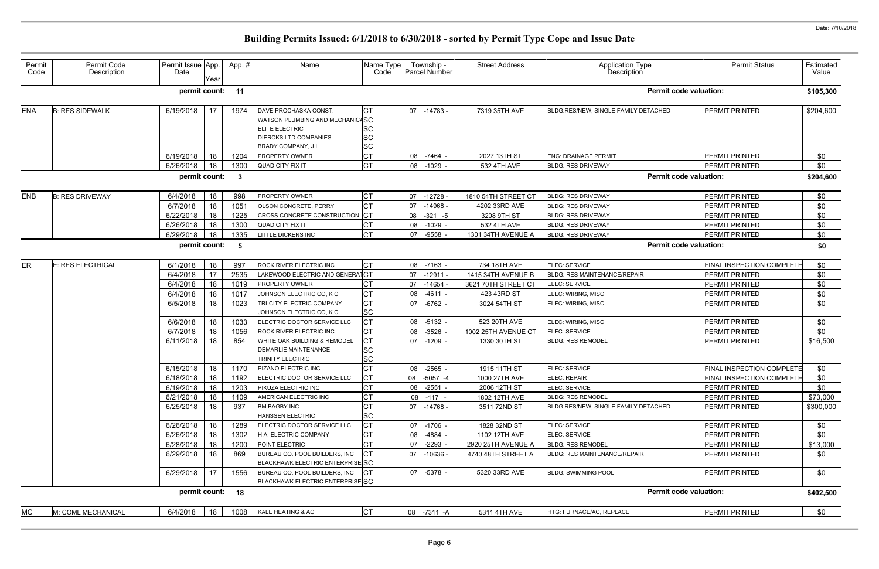# Building Permits Issued: 6/1/2018 to 6/30/2018 - sorted by Permit Type Cope and Issue Date

Date: 7/10/2018

| Permit Code | Permit Code Description | Permit Issue Date | App. Year | App. # | Name | Name Type Code | Township - Parcel Number | Street Address | Application Type Description | Permit Status | Estimated Value |
|---|---|---|---|---|---|---|---|---|---|---|---|
| | | **permit count:** | | **11** | | | | | **Permit code valuation:** | | **$105,300** |
| ENA | B: RES SIDEWALK | 6/19/2018 | 17 | 1974 | DAVE PROCHASKA CONST. | CT | 07 -14783 - | 7319 35TH AVE | BLDG:RES/NEW, SINGLE FAMILY DETACHED | PERMIT PRINTED | $204,600 |
| | | | | | WATSON PLUMBING AND MECHANICA | SC | | | | | |
| | | | | | ELITE ELECTRIC | SC | | | | | |
| | | | | | DIERCKS LTD COMPANIES | SC | | | | | |
| | | | | | BRADY COMPANY, J L | SC | | | | | |
| | | 6/19/2018 | 18 | 1204 | PROPERTY OWNER | CT | 08 -7464 - | 2027 13TH ST | ENG: DRAINAGE PERMIT | PERMIT PRINTED | $0 |
| | | 6/26/2018 | 18 | 1300 | QUAD CITY FIX IT | CT | 08 -1029 - | 532 4TH AVE | BLDG: RES DRIVEWAY | PERMIT PRINTED | $0 |
| | | **permit count:** | | **3** | | | | | **Permit code valuation:** | | **$204,600** |
| ENB | B: RES DRIVEWAY | 6/4/2018 | 18 | 998 | PROPERTY OWNER | CT | 07 -12728 - | 1810 54TH STREET CT | BLDG: RES DRIVEWAY | PERMIT PRINTED | $0 |
| | | 6/7/2018 | 18 | 1051 | OLSON CONCRETE, PERRY | CT | 07 -14968 - | 4202 33RD AVE | BLDG: RES DRIVEWAY | PERMIT PRINTED | $0 |
| | | 6/22/2018 | 18 | 1225 | CROSS CONCRETE CONSTRUCTION | CT | 08 -321 -5 | 3208 9TH ST | BLDG: RES DRIVEWAY | PERMIT PRINTED | $0 |
| | | 6/26/2018 | 18 | 1300 | QUAD CITY FIX IT | CT | 08 -1029 - | 532 4TH AVE | BLDG: RES DRIVEWAY | PERMIT PRINTED | $0 |
| | | 6/29/2018 | 18 | 1335 | LITTLE DICKENS INC | CT | 07 -9558 - | 1301 34TH AVENUE A | BLDG: RES DRIVEWAY | PERMIT PRINTED | $0 |
| | | **permit count:** | | **5** | | | | | **Permit code valuation:** | | **$0** |
| ER | E: RES ELECTRICAL | 6/1/2018 | 18 | 997 | ROCK RIVER ELECTRIC INC | CT | 08 -7163 - | 734 18TH AVE | ELEC: SERVICE | FINAL INSPECTION COMPLETE | $0 |
| | | 6/4/2018 | 17 | 2535 | LAKEWOOD ELECTRIC AND GENERAT | CT | 07 -12911 - | 1415 34TH AVENUE B | BLDG: RES MAINTENANCE/REPAIR | PERMIT PRINTED | $0 |
| | | 6/4/2018 | 18 | 1019 | PROPERTY OWNER | CT | 07 -14654 - | 3621 70TH STREET CT | ELEC: SERVICE | PERMIT PRINTED | $0 |
| | | 6/4/2018 | 18 | 1017 | JOHNSON ELECTRIC CO, K C | CT | 08 -4611 - | 423 43RD ST | ELEC: WIRING, MISC | PERMIT PRINTED | $0 |
| | | 6/5/2018 | 18 | 1023 | TRI-CITY ELECTRIC COMPANY | CT | 07 -6762 - | 3024 54TH ST | ELEC: WIRING, MISC | PERMIT PRINTED | $0 |
| | | | | | JOHNSON ELECTRIC CO, K C | SC | | | | | |
| | | 6/6/2018 | 18 | 1033 | ELECTRIC DOCTOR SERVICE LLC | CT | 08 -5132 - | 523 20TH AVE | ELEC: WIRING, MISC | PERMIT PRINTED | $0 |
| | | 6/7/2018 | 18 | 1056 | ROCK RIVER ELECTRIC INC | CT | 08 -3526 - | 1002 25TH AVENUE CT | ELEC: SERVICE | PERMIT PRINTED | $0 |
| | | 6/11/2018 | 18 | 854 | WHITE OAK BUILDING & REMODEL | CT | 07 -1209 - | 1330 30TH ST | BLDG: RES REMODEL | PERMIT PRINTED | $16,500 |
| | | | | | DEMARLIE MAINTENANCE | SC | | | | | |
| | | | | | TRINITY ELECTRIC | SC | | | | | |
| | | 6/15/2018 | 18 | 1170 | PIZANO ELECTRIC INC | CT | 08 -2565 - | 1915 11TH ST | ELEC: SERVICE | FINAL INSPECTION COMPLETE | $0 |
| | | 6/18/2018 | 18 | 1192 | ELECTRIC DOCTOR SERVICE LLC | CT | 08 -5057 -4 | 1000 27TH AVE | ELEC: REPAIR | FINAL INSPECTION COMPLETE | $0 |
| | | 6/19/2018 | 18 | 1203 | PIKUZA ELECTRIC INC | CT | 08 -2551 - | 2006 12TH ST | ELEC: SERVICE | PERMIT PRINTED | $0 |
| | | 6/21/2018 | 18 | 1109 | AMERICAN ELECTRIC INC | CT | 08 -117 - | 1802 12TH AVE | BLDG: RES REMODEL | PERMIT PRINTED | $73,000 |
| | | 6/25/2018 | 18 | 937 | BM BAGBY INC | CT | 07 -14768 - | 3511 72ND ST | BLDG:RES/NEW, SINGLE FAMILY DETACHED | PERMIT PRINTED | $300,000 |
| | | | | | HANSSEN ELECTRIC | SC | | | | | |
| | | 6/26/2018 | 18 | 1289 | ELECTRIC DOCTOR SERVICE LLC | CT | 07 -1706 - | 1828 32ND ST | ELEC: SERVICE | PERMIT PRINTED | $0 |
| | | 6/26/2018 | 18 | 1302 | H A ELECTRIC COMPANY | CT | 08 -4884 - | 1102 12TH AVE | ELEC: SERVICE | PERMIT PRINTED | $0 |
| | | 6/28/2018 | 18 | 1200 | POINT ELECTRIC | CT | 07 -2293 - | 2920 25TH AVENUE A | BLDG: RES REMODEL | PERMIT PRINTED | $13,000 |
| | | 6/29/2018 | 18 | 869 | BUREAU CO. POOL BUILDERS, INC | CT | 07 -10636 - | 4740 48TH STREET A | BLDG: RES MAINTENANCE/REPAIR | PERMIT PRINTED | $0 |
| | | | | | BLACKHAWK ELECTRIC ENTERPRISE | SC | | | | | |
| | | 6/29/2018 | 17 | 1556 | BUREAU CO. POOL BUILDERS, INC | CT | 07 -5378 - | 5320 33RD AVE | BLDG: SWIMMING POOL | PERMIT PRINTED | $0 |
| | | | | | BLACKHAWK ELECTRIC ENTERPRISE | SC | | | | | |
| | | **permit count:** | | **18** | | | | | **Permit code valuation:** | | **$402,500** |
| MC | M: COML MECHANICAL | 6/4/2018 | 18 | 1008 | KALE HEATING & AC | CT | 08 -7311 -A | 5311 4TH AVE | HTG: FURNACE/AC, REPLACE | PERMIT PRINTED | $0 |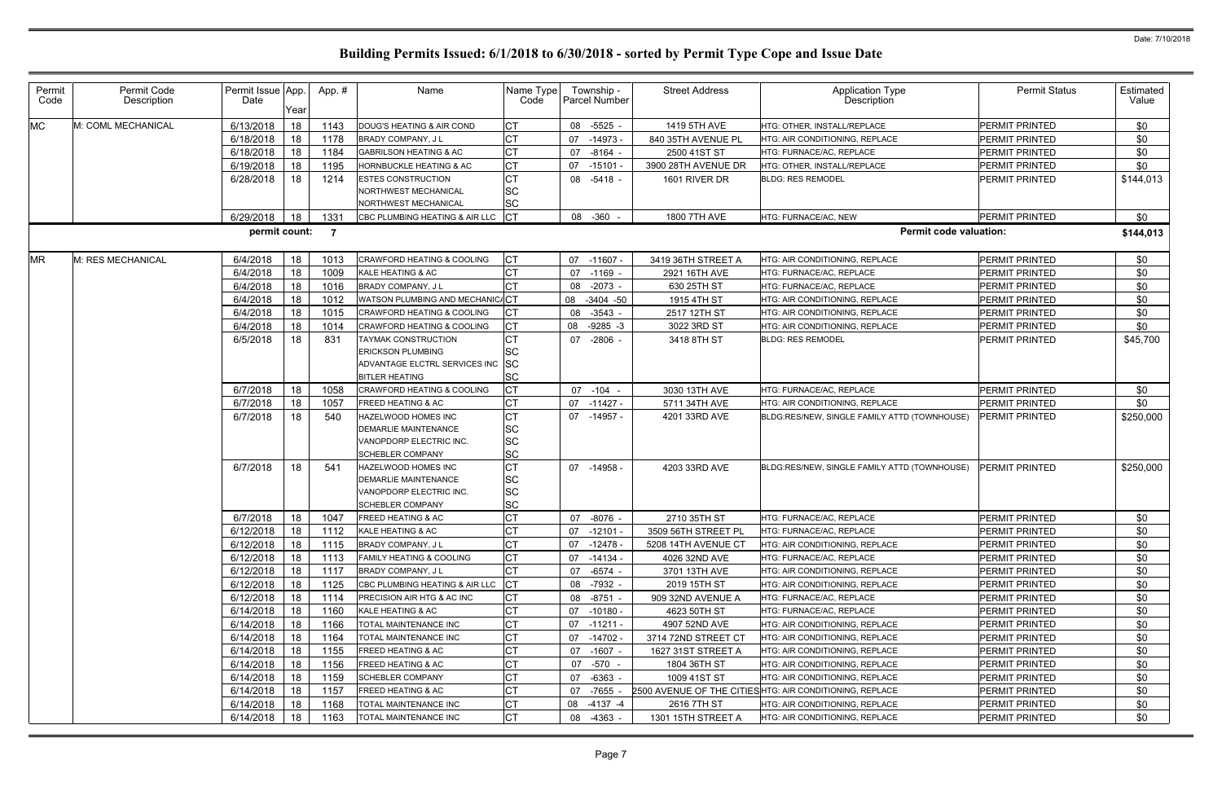# Building Permits Issued: 6/1/2018 to 6/30/2018 - sorted by Permit Type Cope and Issue Date

Date: 7/10/2018

| Permit Code | Permit Code Description | Permit Issue Date | App. Year | App. # | Name | Name Type Code | Township - Parcel Number | Street Address | Application Type Description | Permit Status | Estimated Value |
|---|---|---|---|---|---|---|---|---|---|---|---|
| MC | M: COML MECHANICAL | 6/13/2018 | 18 | 1143 | DOUG'S HEATING & AIR COND | CT | 08 -5525 - | 1419 5TH AVE | HTG: OTHER, INSTALL/REPLACE | PERMIT PRINTED | $0 |
| | | 6/18/2018 | 18 | 1178 | BRADY COMPANY, J L | CT | 07 -14973 - | 840 35TH AVENUE PL | HTG: AIR CONDITIONING, REPLACE | PERMIT PRINTED | $0 |
| | | 6/18/2018 | 18 | 1184 | GABRILSON HEATING & AC | CT | 07 -8164 - | 2500 41ST ST | HTG: FURNACE/AC, REPLACE | PERMIT PRINTED | $0 |
| | | 6/19/2018 | 18 | 1195 | HORNBUCKLE HEATING & AC | CT | 07 -15101 - | 3900 28TH AVENUE DR | HTG: OTHER, INSTALL/REPLACE | PERMIT PRINTED | $0 |
| | | 6/28/2018 | 18 | 1214 | ESTES CONSTRUCTION<br>NORTHWEST MECHANICAL<br>NORTHWEST MECHANICAL | CT<br>SC<br>SC | 08 -5418 - | 1601 RIVER DR | BLDG: RES REMODEL | PERMIT PRINTED | $144,013 |
| | | 6/29/2018 | 18 | 1331 | CBC PLUMBING HEATING & AIR LLC | CT | 08 -360 - | 1800 7TH AVE | HTG: FURNACE/AC, NEW | PERMIT PRINTED | $0 |
| | | permit count: | | 7 | | | | | Permit code valuation: | | $144,013 |
| MR | M: RES MECHANICAL | 6/4/2018 | 18 | 1013 | CRAWFORD HEATING & COOLING | CT | 07 -11607 - | 3419 36TH STREET A | HTG: AIR CONDITIONING, REPLACE | PERMIT PRINTED | $0 |
| | | 6/4/2018 | 18 | 1009 | KALE HEATING & AC | CT | 07 -1169 - | 2921 16TH AVE | HTG: FURNACE/AC, REPLACE | PERMIT PRINTED | $0 |
| | | 6/4/2018 | 18 | 1016 | BRADY COMPANY, J L | CT | 08 -2073 - | 630 25TH ST | HTG: FURNACE/AC, REPLACE | PERMIT PRINTED | $0 |
| | | 6/4/2018 | 18 | 1012 | WATSON PLUMBING AND MECHANICA | CT | 08 -3404 -50 | 1915 4TH ST | HTG: AIR CONDITIONING, REPLACE | PERMIT PRINTED | $0 |
| | | 6/4/2018 | 18 | 1015 | CRAWFORD HEATING & COOLING | CT | 08 -3543 - | 2517 12TH ST | HTG: AIR CONDITIONING, REPLACE | PERMIT PRINTED | $0 |
| | | 6/4/2018 | 18 | 1014 | CRAWFORD HEATING & COOLING | CT | 08 -9285 -3 | 3022 3RD ST | HTG: AIR CONDITIONING, REPLACE | PERMIT PRINTED | $0 |
| | | 6/5/2018 | 18 | 831 | TAYMAK CONSTRUCTION<br>ERICKSON PLUMBING<br>ADVANTAGE ELCTRL SERVICES INC<br>BITLER HEATING | CT<br>SC<br>SC<br>SC | 07 -2806 - | 3418 8TH ST | BLDG: RES REMODEL | PERMIT PRINTED | $45,700 |
| | | 6/7/2018 | 18 | 1058 | CRAWFORD HEATING & COOLING | CT | 07 -104 - | 3030 13TH AVE | HTG: FURNACE/AC, REPLACE | PERMIT PRINTED | $0 |
| | | 6/7/2018 | 18 | 1057 | FREED HEATING & AC | CT | 07 -11427 - | 5711 34TH AVE | HTG: AIR CONDITIONING, REPLACE | PERMIT PRINTED | $0 |
| | | 6/7/2018 | 18 | 540 | HAZELWOOD HOMES INC<br>DEMARLIE MAINTENANCE<br>VANOPDORP ELECTRIC INC.<br>SCHEBLER COMPANY | CT<br>SC<br>SC<br>SC | 07 -14957 - | 4201 33RD AVE | BLDG:RES/NEW, SINGLE FAMILY ATTD (TOWNHOUSE) | PERMIT PRINTED | $250,000 |
| | | 6/7/2018 | 18 | 541 | HAZELWOOD HOMES INC<br>DEMARLIE MAINTENANCE<br>VANOPDORP ELECTRIC INC.<br>SCHEBLER COMPANY | CT<br>SC<br>SC<br>SC | 07 -14958 - | 4203 33RD AVE | BLDG:RES/NEW, SINGLE FAMILY ATTD (TOWNHOUSE) | PERMIT PRINTED | $250,000 |
| | | 6/7/2018 | 18 | 1047 | FREED HEATING & AC | CT | 07 -8076 - | 2710 35TH ST | HTG: FURNACE/AC, REPLACE | PERMIT PRINTED | $0 |
| | | 6/12/2018 | 18 | 1112 | KALE HEATING & AC | CT | 07 -12101 - | 3509 56TH STREET PL | HTG: FURNACE/AC, REPLACE | PERMIT PRINTED | $0 |
| | | 6/12/2018 | 18 | 1115 | BRADY COMPANY, J L | CT | 07 -12478 - | 5208 14TH AVENUE CT | HTG: AIR CONDITIONING, REPLACE | PERMIT PRINTED | $0 |
| | | 6/12/2018 | 18 | 1113 | FAMILY HEATING & COOLING | CT | 07 -14134 - | 4026 32ND AVE | HTG: FURNACE/AC, REPLACE | PERMIT PRINTED | $0 |
| | | 6/12/2018 | 18 | 1117 | BRADY COMPANY, J L | CT | 07 -6574 - | 3701 13TH AVE | HTG: AIR CONDITIONING, REPLACE | PERMIT PRINTED | $0 |
| | | 6/12/2018 | 18 | 1125 | CBC PLUMBING HEATING & AIR LLC | CT | 08 -7932 - | 2019 15TH ST | HTG: AIR CONDITIONING, REPLACE | PERMIT PRINTED | $0 |
| | | 6/12/2018 | 18 | 1114 | PRECISION AIR HTG & AC INC | CT | 08 -8751 - | 909 32ND AVENUE A | HTG: FURNACE/AC, REPLACE | PERMIT PRINTED | $0 |
| | | 6/14/2018 | 18 | 1160 | KALE HEATING & AC | CT | 07 -10180 - | 4623 50TH ST | HTG: FURNACE/AC, REPLACE | PERMIT PRINTED | $0 |
| | | 6/14/2018 | 18 | 1166 | TOTAL MAINTENANCE INC | CT | 07 -11211 - | 4907 52ND AVE | HTG: AIR CONDITIONING, REPLACE | PERMIT PRINTED | $0 |
| | | 6/14/2018 | 18 | 1164 | TOTAL MAINTENANCE INC | CT | 07 -14702 - | 3714 72ND STREET CT | HTG: AIR CONDITIONING, REPLACE | PERMIT PRINTED | $0 |
| | | 6/14/2018 | 18 | 1155 | FREED HEATING & AC | CT | 07 -1607 - | 1627 31ST STREET A | HTG: AIR CONDITIONING, REPLACE | PERMIT PRINTED | $0 |
| | | 6/14/2018 | 18 | 1156 | FREED HEATING & AC | CT | 07 -570 - | 1804 36TH ST | HTG: AIR CONDITIONING, REPLACE | PERMIT PRINTED | $0 |
| | | 6/14/2018 | 18 | 1159 | SCHEBLER COMPANY | CT | 07 -6363 - | 1009 41ST ST | HTG: AIR CONDITIONING, REPLACE | PERMIT PRINTED | $0 |
| | | 6/14/2018 | 18 | 1157 | FREED HEATING & AC | CT | 07 -7655 - | 2500 AVENUE OF THE CITIES | HTG: AIR CONDITIONING, REPLACE | PERMIT PRINTED | $0 |
| | | 6/14/2018 | 18 | 1168 | TOTAL MAINTENANCE INC | CT | 08 -4137 -4 | 2616 7TH ST | HTG: AIR CONDITIONING, REPLACE | PERMIT PRINTED | $0 |
| | | 6/14/2018 | 18 | 1163 | TOTAL MAINTENANCE INC | CT | 08 -4363 - | 1301 15TH STREET A | HTG: AIR CONDITIONING, REPLACE | PERMIT PRINTED | $0 |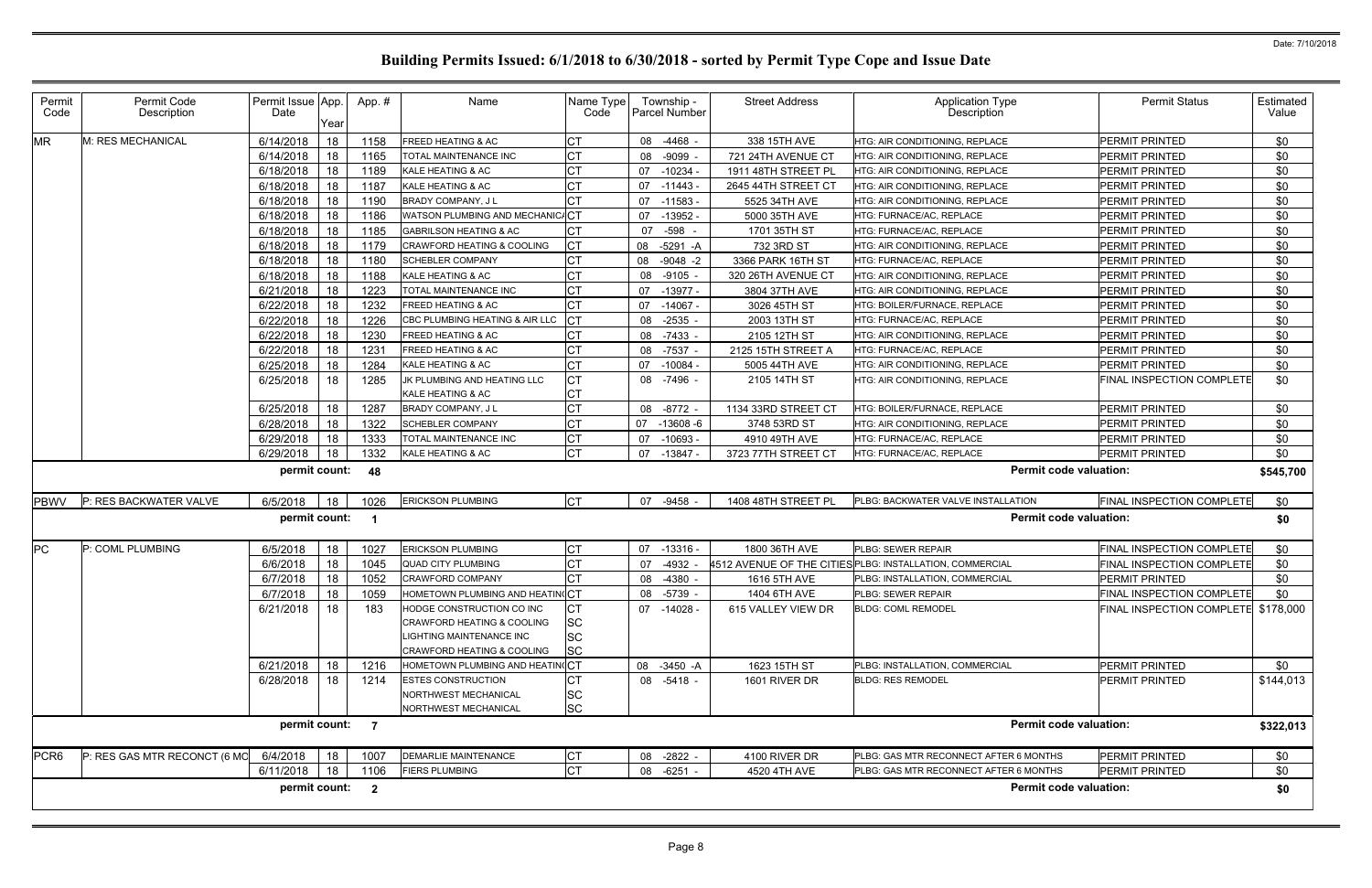# Building Permits Issued: 6/1/2018 to 6/30/2018 - sorted by Permit Type Cope and Issue Date

Date: 7/10/2018

| Permit Code | Permit Code Description | Permit Issue Date | App. Year | App. # | Name | Name Type Code | Township - Parcel Number | Street Address | Application Type Description | Permit Status | Estimated Value |
|---|---|---|---|---|---|---|---|---|---|---|---|
| MR | M: RES MECHANICAL | 6/14/2018 | 18 | 1158 | FREED HEATING & AC | CT | 08 -4468 - | 338 15TH AVE | HTG: AIR CONDITIONING, REPLACE | PERMIT PRINTED | $0 |
| | | 6/14/2018 | 18 | 1165 | TOTAL MAINTENANCE INC | CT | 08 -9099 - | 721 24TH AVENUE CT | HTG: AIR CONDITIONING, REPLACE | PERMIT PRINTED | $0 |
| | | 6/18/2018 | 18 | 1189 | KALE HEATING & AC | CT | 07 -10234 - | 1911 48TH STREET PL | HTG: AIR CONDITIONING, REPLACE | PERMIT PRINTED | $0 |
| | | 6/18/2018 | 18 | 1187 | KALE HEATING & AC | CT | 07 -11443 - | 2645 44TH STREET CT | HTG: AIR CONDITIONING, REPLACE | PERMIT PRINTED | $0 |
| | | 6/18/2018 | 18 | 1190 | BRADY COMPANY, J L | CT | 07 -11583 - | 5525 34TH AVE | HTG: AIR CONDITIONING, REPLACE | PERMIT PRINTED | $0 |
| | | 6/18/2018 | 18 | 1186 | WATSON PLUMBING AND MECHANICA | CT | 07 -13952 - | 5000 35TH AVE | HTG: FURNACE/AC, REPLACE | PERMIT PRINTED | $0 |
| | | 6/18/2018 | 18 | 1185 | GABRILSON HEATING & AC | CT | 07 -598 - | 1701 35TH ST | HTG: FURNACE/AC, REPLACE | PERMIT PRINTED | $0 |
| | | 6/18/2018 | 18 | 1179 | CRAWFORD HEATING & COOLING | CT | 08 -5291 -A | 732 3RD ST | HTG: AIR CONDITIONING, REPLACE | PERMIT PRINTED | $0 |
| | | 6/18/2018 | 18 | 1180 | SCHEBLER COMPANY | CT | 08 -9048 -2 | 3366 PARK 16TH ST | HTG: FURNACE/AC, REPLACE | PERMIT PRINTED | $0 |
| | | 6/18/2018 | 18 | 1188 | KALE HEATING & AC | CT | 08 -9105 - | 320 26TH AVENUE CT | HTG: AIR CONDITIONING, REPLACE | PERMIT PRINTED | $0 |
| | | 6/21/2018 | 18 | 1223 | TOTAL MAINTENANCE INC | CT | 07 -13977 - | 3804 37TH AVE | HTG: AIR CONDITIONING, REPLACE | PERMIT PRINTED | $0 |
| | | 6/22/2018 | 18 | 1232 | FREED HEATING & AC | CT | 07 -14067 - | 3026 45TH ST | HTG: BOILER/FURNACE, REPLACE | PERMIT PRINTED | $0 |
| | | 6/22/2018 | 18 | 1226 | CBC PLUMBING HEATING & AIR LLC | CT | 08 -2535 - | 2003 13TH ST | HTG: FURNACE/AC, REPLACE | PERMIT PRINTED | $0 |
| | | 6/22/2018 | 18 | 1230 | FREED HEATING & AC | CT | 08 -7433 - | 2105 12TH ST | HTG: AIR CONDITIONING, REPLACE | PERMIT PRINTED | $0 |
| | | 6/22/2018 | 18 | 1231 | FREED HEATING & AC | CT | 08 -7537 - | 2125 15TH STREET A | HTG: FURNACE/AC, REPLACE | PERMIT PRINTED | $0 |
| | | 6/25/2018 | 18 | 1284 | KALE HEATING & AC | CT | 07 -10084 - | 5005 44TH AVE | HTG: AIR CONDITIONING, REPLACE | PERMIT PRINTED | $0 |
| | | 6/25/2018 | 18 | 1285 | JK PLUMBING AND HEATING LLC<br>KALE HEATING & AC | CT<br>CT | 08 -7496 - | 2105 14TH ST | HTG: AIR CONDITIONING, REPLACE | FINAL INSPECTION COMPLETE | $0 |
| | | 6/25/2018 | 18 | 1287 | BRADY COMPANY, J L | CT | 08 -8772 - | 1134 33RD STREET CT | HTG: BOILER/FURNACE, REPLACE | PERMIT PRINTED | $0 |
| | | 6/28/2018 | 18 | 1322 | SCHEBLER COMPANY | CT | 07 -13608 -6 | 3748 53RD ST | HTG: AIR CONDITIONING, REPLACE | PERMIT PRINTED | $0 |
| | | 6/29/2018 | 18 | 1333 | TOTAL MAINTENANCE INC | CT | 07 -10693 - | 4910 49TH AVE | HTG: FURNACE/AC, REPLACE | PERMIT PRINTED | $0 |
| | | 6/29/2018 | 18 | 1332 | KALE HEATING & AC | CT | 07 -13847 - | 3723 77TH STREET CT | HTG: FURNACE/AC, REPLACE | PERMIT PRINTED | $0 |
| | | **permit count:** | | **48** | | | | | **Permit code valuation:** | | **$545,700** |
| PBWV | P: RES BACKWATER VALVE | 6/5/2018 | 18 | 1026 | ERICKSON PLUMBING | CT | 07 -9458 - | 1408 48TH STREET PL | PLBG: BACKWATER VALVE INSTALLATION | FINAL INSPECTION COMPLETE | $0 |
| | | **permit count:** | | **1** | | | | | **Permit code valuation:** | | **$0** |
| PC | P: COML PLUMBING | 6/5/2018 | 18 | 1027 | ERICKSON PLUMBING | CT | 07 -13316 - | 1800 36TH AVE | PLBG: SEWER REPAIR | FINAL INSPECTION COMPLETE | $0 |
| | | 6/6/2018 | 18 | 1045 | QUAD CITY PLUMBING | CT | 07 -4932 - | 4512 AVENUE OF THE CITIES | PLBG: INSTALLATION, COMMERCIAL | FINAL INSPECTION COMPLETE | $0 |
| | | 6/7/2018 | 18 | 1052 | CRAWFORD COMPANY | CT | 08 -4380 - | 1616 5TH AVE | PLBG: INSTALLATION, COMMERCIAL | PERMIT PRINTED | $0 |
| | | 6/7/2018 | 18 | 1059 | HOMETOWN PLUMBING AND HEATING | CT | 08 -5739 - | 1404 6TH AVE | PLBG: SEWER REPAIR | FINAL INSPECTION COMPLETE | $0 |
| | | 6/21/2018 | 18 | 183 | HODGE CONSTRUCTION CO INC<br>CRAWFORD HEATING & COOLING<br>LIGHTING MAINTENANCE INC<br>CRAWFORD HEATING & COOLING | CT<br>SC<br>SC<br>SC | 07 -14028 - | 615 VALLEY VIEW DR | BLDG: COML REMODEL | FINAL INSPECTION COMPLETE | $178,000 |
| | | 6/21/2018 | 18 | 1216 | HOMETOWN PLUMBING AND HEATING | CT | 08 -3450 -A | 1623 15TH ST | PLBG: INSTALLATION, COMMERCIAL | PERMIT PRINTED | $0 |
| | | 6/28/2018 | 18 | 1214 | ESTES CONSTRUCTION<br>NORTHWEST MECHANICAL<br>NORTHWEST MECHANICAL | CT<br>SC<br>SC | 08 -5418 - | 1601 RIVER DR | BLDG: RES REMODEL | PERMIT PRINTED | $144,013 |
| | | **permit count:** | | **7** | | | | | **Permit code valuation:** | | **$322,013** |
| PCR6 | P: RES GAS MTR RECONCT (6 MO | 6/4/2018 | 18 | 1007 | DEMARLIE MAINTENANCE | CT | 08 -2822 - | 4100 RIVER DR | PLBG: GAS MTR RECONNECT AFTER 6 MONTHS | PERMIT PRINTED | $0 |
| | | 6/11/2018 | 18 | 1106 | FIERS PLUMBING | CT | 08 -6251 - | 4520 4TH AVE | PLBG: GAS MTR RECONNECT AFTER 6 MONTHS | PERMIT PRINTED | $0 |
| | | **permit count:** | | **2** | | | | | **Permit code valuation:** | | **$0** |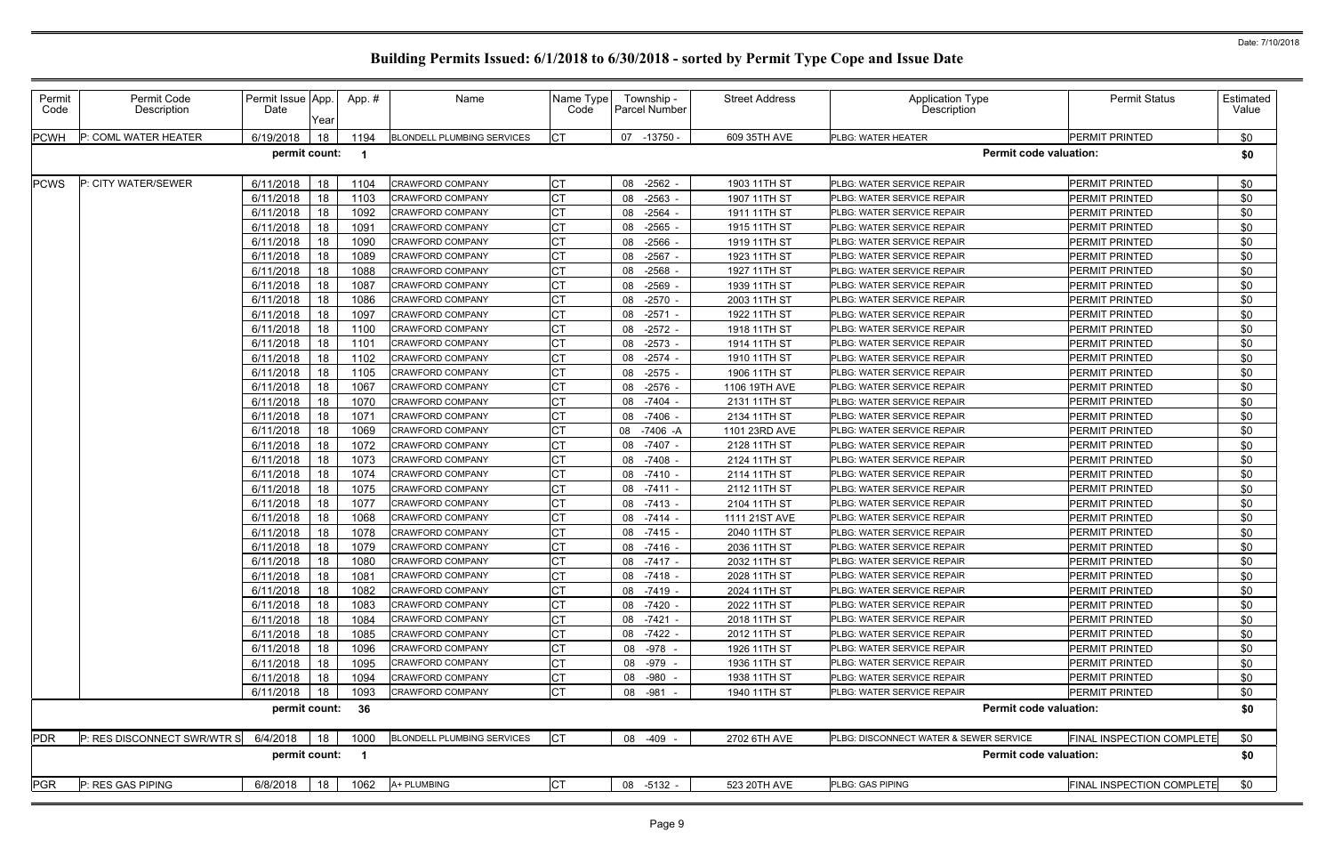# Building Permits Issued: 6/1/2018 to 6/30/2018 - sorted by Permit Type Cope and Issue Date

Date: 7/10/2018

| Permit Code | Permit Code Description | Permit Issue Date | App. Year | App. # | Name | Name Type Code | Township - Parcel Number | Street Address | Application Type Description | Permit Status | Estimated Value |
|---|---|---|---|---|---|---|---|---|---|---|---|
| PCWH | P: COML WATER HEATER | 6/19/2018 | 18 | 1194 | BLONDELL PLUMBING SERVICES | CT | 07 -13750 - | 609 35TH AVE | PLBG: WATER HEATER | PERMIT PRINTED | $0 |
| | | permit count: | | 1 | | | | | Permit code valuation: | | $0 |
| PCWS | P: CITY WATER/SEWER | 6/11/2018 | 18 | 1104 | CRAWFORD COMPANY | CT | 08 -2562 - | 1903 11TH ST | PLBG: WATER SERVICE REPAIR | PERMIT PRINTED | $0 |
| | | 6/11/2018 | 18 | 1103 | CRAWFORD COMPANY | CT | 08 -2563 - | 1907 11TH ST | PLBG: WATER SERVICE REPAIR | PERMIT PRINTED | $0 |
| | | 6/11/2018 | 18 | 1092 | CRAWFORD COMPANY | CT | 08 -2564 - | 1911 11TH ST | PLBG: WATER SERVICE REPAIR | PERMIT PRINTED | $0 |
| | | 6/11/2018 | 18 | 1091 | CRAWFORD COMPANY | CT | 08 -2565 - | 1915 11TH ST | PLBG: WATER SERVICE REPAIR | PERMIT PRINTED | $0 |
| | | 6/11/2018 | 18 | 1090 | CRAWFORD COMPANY | CT | 08 -2566 - | 1919 11TH ST | PLBG: WATER SERVICE REPAIR | PERMIT PRINTED | $0 |
| | | 6/11/2018 | 18 | 1089 | CRAWFORD COMPANY | CT | 08 -2567 - | 1923 11TH ST | PLBG: WATER SERVICE REPAIR | PERMIT PRINTED | $0 |
| | | 6/11/2018 | 18 | 1088 | CRAWFORD COMPANY | CT | 08 -2568 - | 1927 11TH ST | PLBG: WATER SERVICE REPAIR | PERMIT PRINTED | $0 |
| | | 6/11/2018 | 18 | 1087 | CRAWFORD COMPANY | CT | 08 -2569 - | 1939 11TH ST | PLBG: WATER SERVICE REPAIR | PERMIT PRINTED | $0 |
| | | 6/11/2018 | 18 | 1086 | CRAWFORD COMPANY | CT | 08 -2570 - | 2003 11TH ST | PLBG: WATER SERVICE REPAIR | PERMIT PRINTED | $0 |
| | | 6/11/2018 | 18 | 1097 | CRAWFORD COMPANY | CT | 08 -2571 - | 1922 11TH ST | PLBG: WATER SERVICE REPAIR | PERMIT PRINTED | $0 |
| | | 6/11/2018 | 18 | 1100 | CRAWFORD COMPANY | CT | 08 -2572 - | 1918 11TH ST | PLBG: WATER SERVICE REPAIR | PERMIT PRINTED | $0 |
| | | 6/11/2018 | 18 | 1101 | CRAWFORD COMPANY | CT | 08 -2573 - | 1914 11TH ST | PLBG: WATER SERVICE REPAIR | PERMIT PRINTED | $0 |
| | | 6/11/2018 | 18 | 1102 | CRAWFORD COMPANY | CT | 08 -2574 - | 1910 11TH ST | PLBG: WATER SERVICE REPAIR | PERMIT PRINTED | $0 |
| | | 6/11/2018 | 18 | 1105 | CRAWFORD COMPANY | CT | 08 -2575 - | 1906 11TH ST | PLBG: WATER SERVICE REPAIR | PERMIT PRINTED | $0 |
| | | 6/11/2018 | 18 | 1067 | CRAWFORD COMPANY | CT | 08 -2576 - | 1106 19TH AVE | PLBG: WATER SERVICE REPAIR | PERMIT PRINTED | $0 |
| | | 6/11/2018 | 18 | 1070 | CRAWFORD COMPANY | CT | 08 -7404 - | 2131 11TH ST | PLBG: WATER SERVICE REPAIR | PERMIT PRINTED | $0 |
| | | 6/11/2018 | 18 | 1071 | CRAWFORD COMPANY | CT | 08 -7406 - | 2134 11TH ST | PLBG: WATER SERVICE REPAIR | PERMIT PRINTED | $0 |
| | | 6/11/2018 | 18 | 1069 | CRAWFORD COMPANY | CT | 08 -7406 -A | 1101 23RD AVE | PLBG: WATER SERVICE REPAIR | PERMIT PRINTED | $0 |
| | | 6/11/2018 | 18 | 1072 | CRAWFORD COMPANY | CT | 08 -7407 - | 2128 11TH ST | PLBG: WATER SERVICE REPAIR | PERMIT PRINTED | $0 |
| | | 6/11/2018 | 18 | 1073 | CRAWFORD COMPANY | CT | 08 -7408 - | 2124 11TH ST | PLBG: WATER SERVICE REPAIR | PERMIT PRINTED | $0 |
| | | 6/11/2018 | 18 | 1074 | CRAWFORD COMPANY | CT | 08 -7410 - | 2114 11TH ST | PLBG: WATER SERVICE REPAIR | PERMIT PRINTED | $0 |
| | | 6/11/2018 | 18 | 1075 | CRAWFORD COMPANY | CT | 08 -7411 - | 2112 11TH ST | PLBG: WATER SERVICE REPAIR | PERMIT PRINTED | $0 |
| | | 6/11/2018 | 18 | 1077 | CRAWFORD COMPANY | CT | 08 -7413 - | 2104 11TH ST | PLBG: WATER SERVICE REPAIR | PERMIT PRINTED | $0 |
| | | 6/11/2018 | 18 | 1068 | CRAWFORD COMPANY | CT | 08 -7414 - | 1111 21ST AVE | PLBG: WATER SERVICE REPAIR | PERMIT PRINTED | $0 |
| | | 6/11/2018 | 18 | 1078 | CRAWFORD COMPANY | CT | 08 -7415 - | 2040 11TH ST | PLBG: WATER SERVICE REPAIR | PERMIT PRINTED | $0 |
| | | 6/11/2018 | 18 | 1079 | CRAWFORD COMPANY | CT | 08 -7416 - | 2036 11TH ST | PLBG: WATER SERVICE REPAIR | PERMIT PRINTED | $0 |
| | | 6/11/2018 | 18 | 1080 | CRAWFORD COMPANY | CT | 08 -7417 - | 2032 11TH ST | PLBG: WATER SERVICE REPAIR | PERMIT PRINTED | $0 |
| | | 6/11/2018 | 18 | 1081 | CRAWFORD COMPANY | CT | 08 -7418 - | 2028 11TH ST | PLBG: WATER SERVICE REPAIR | PERMIT PRINTED | $0 |
| | | 6/11/2018 | 18 | 1082 | CRAWFORD COMPANY | CT | 08 -7419 - | 2024 11TH ST | PLBG: WATER SERVICE REPAIR | PERMIT PRINTED | $0 |
| | | 6/11/2018 | 18 | 1083 | CRAWFORD COMPANY | CT | 08 -7420 - | 2022 11TH ST | PLBG: WATER SERVICE REPAIR | PERMIT PRINTED | $0 |
| | | 6/11/2018 | 18 | 1084 | CRAWFORD COMPANY | CT | 08 -7421 - | 2018 11TH ST | PLBG: WATER SERVICE REPAIR | PERMIT PRINTED | $0 |
| | | 6/11/2018 | 18 | 1085 | CRAWFORD COMPANY | CT | 08 -7422 - | 2012 11TH ST | PLBG: WATER SERVICE REPAIR | PERMIT PRINTED | $0 |
| | | 6/11/2018 | 18 | 1096 | CRAWFORD COMPANY | CT | 08 -978 - | 1926 11TH ST | PLBG: WATER SERVICE REPAIR | PERMIT PRINTED | $0 |
| | | 6/11/2018 | 18 | 1095 | CRAWFORD COMPANY | CT | 08 -979 - | 1936 11TH ST | PLBG: WATER SERVICE REPAIR | PERMIT PRINTED | $0 |
| | | 6/11/2018 | 18 | 1094 | CRAWFORD COMPANY | CT | 08 -980 - | 1938 11TH ST | PLBG: WATER SERVICE REPAIR | PERMIT PRINTED | $0 |
| | | 6/11/2018 | 18 | 1093 | CRAWFORD COMPANY | CT | 08 -981 - | 1940 11TH ST | PLBG: WATER SERVICE REPAIR | PERMIT PRINTED | $0 |
| | | permit count: | | 36 | | | | | Permit code valuation: | | $0 |
| PDR | P: RES DISCONNECT SWR/WTR S | 6/4/2018 | 18 | 1000 | BLONDELL PLUMBING SERVICES | CT | 08 -409 - | 2702 6TH AVE | PLBG: DISCONNECT WATER & SEWER SERVICE | FINAL INSPECTION COMPLETE | $0 |
| | | permit count: | | 1 | | | | | Permit code valuation: | | $0 |
| PGR | P: RES GAS PIPING | 6/8/2018 | 18 | 1062 | A+ PLUMBING | CT | 08 -5132 - | 523 20TH AVE | PLBG: GAS PIPING | FINAL INSPECTION COMPLETE | $0 |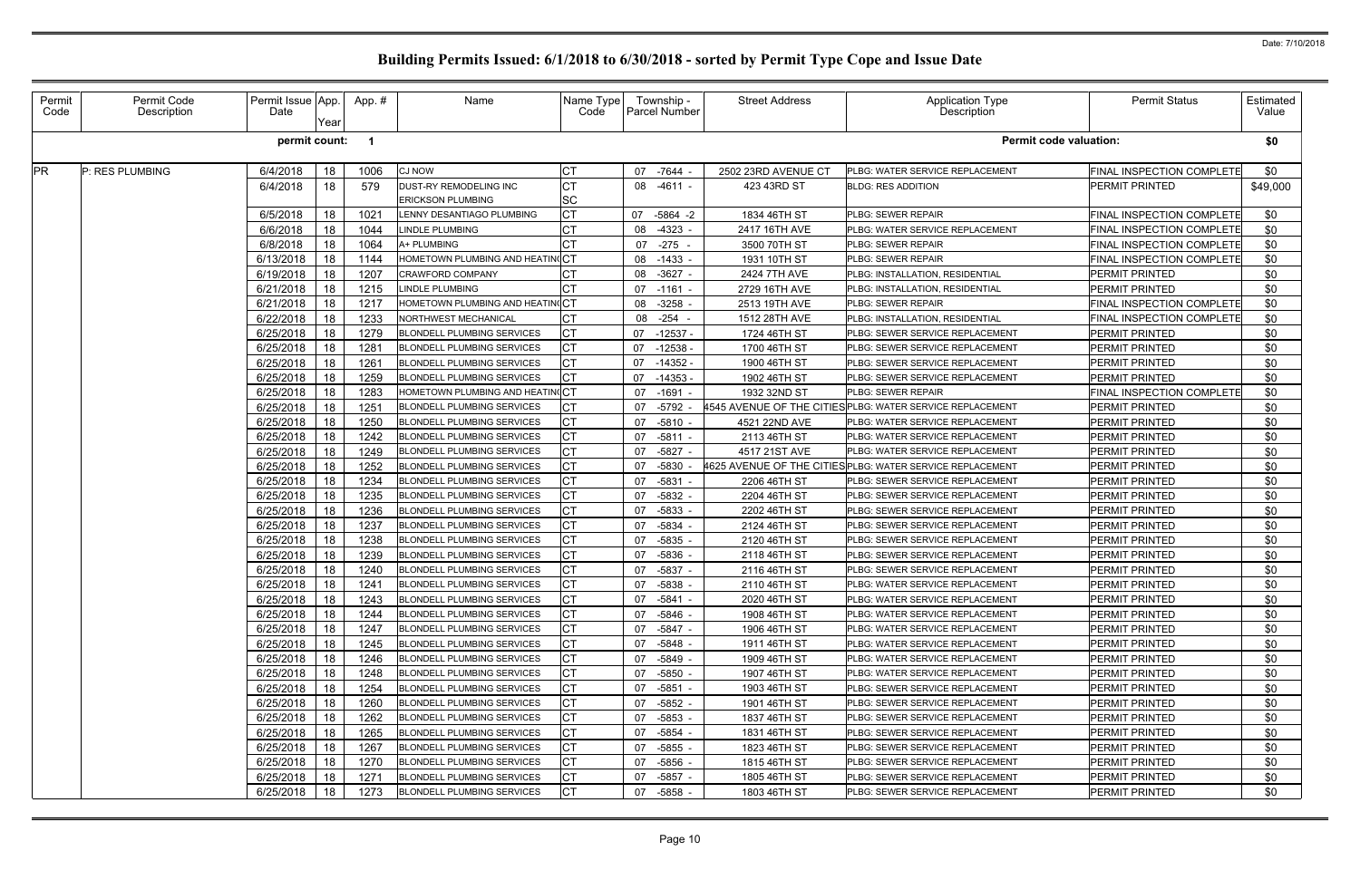# Building Permits Issued: 6/1/2018 to 6/30/2018 - sorted by Permit Type Cope and Issue Date

Date: 7/10/2018

| Permit Code | Permit Code Description | Permit Issue Date | App. Year | App. # | Name | Name Type Code | Township - Parcel Number | Street Address | Application Type Description | Permit Status | Estimated Value |
|---|---|---|---|---|---|---|---|---|---|---|---|
| | | permit count: | | 1 | | | | | Permit code valuation: | | $0 |
| PR | P: RES PLUMBING | 6/4/2018 | 18 | 1006 | CJ NOW | CT | 07 -7644 - | 2502 23RD AVENUE CT | PLBG: WATER SERVICE REPLACEMENT | FINAL INSPECTION COMPLETE | $0 |
| | | 6/4/2018 | 18 | 579 | DUST-RY REMODELING INC<br>ERICKSON PLUMBING | CT<br>SC | 08 -4611 - | 423 43RD ST | BLDG: RES ADDITION | PERMIT PRINTED | $49,000 |
| | | 6/5/2018 | 18 | 1021 | LENNY DESANTIAGO PLUMBING | CT | 07 -5864 -2 | 1834 46TH ST | PLBG: SEWER REPAIR | FINAL INSPECTION COMPLETE | $0 |
| | | 6/6/2018 | 18 | 1044 | LINDLE PLUMBING | CT | 08 -4323 - | 2417 16TH AVE | PLBG: WATER SERVICE REPLACEMENT | FINAL INSPECTION COMPLETE | $0 |
| | | 6/8/2018 | 18 | 1064 | A+ PLUMBING | CT | 07 -275 - | 3500 70TH ST | PLBG: SEWER REPAIR | FINAL INSPECTION COMPLETE | $0 |
| | | 6/13/2018 | 18 | 1144 | HOMETOWN PLUMBING AND HEATING | CT | 08 -1433 - | 1931 10TH ST | PLBG: SEWER REPAIR | FINAL INSPECTION COMPLETE | $0 |
| | | 6/19/2018 | 18 | 1207 | CRAWFORD COMPANY | CT | 08 -3627 - | 2424 7TH AVE | PLBG: INSTALLATION, RESIDENTIAL | PERMIT PRINTED | $0 |
| | | 6/21/2018 | 18 | 1215 | LINDLE PLUMBING | CT | 07 -1161 - | 2729 16TH AVE | PLBG: INSTALLATION, RESIDENTIAL | PERMIT PRINTED | $0 |
| | | 6/21/2018 | 18 | 1217 | HOMETOWN PLUMBING AND HEATING | CT | 08 -3258 - | 2513 19TH AVE | PLBG: SEWER REPAIR | FINAL INSPECTION COMPLETE | $0 |
| | | 6/22/2018 | 18 | 1233 | NORTHWEST MECHANICAL | CT | 08 -254 - | 1512 28TH AVE | PLBG: INSTALLATION, RESIDENTIAL | FINAL INSPECTION COMPLETE | $0 |
| | | 6/25/2018 | 18 | 1279 | BLONDELL PLUMBING SERVICES | CT | 07 -12537 - | 1724 46TH ST | PLBG: SEWER SERVICE REPLACEMENT | PERMIT PRINTED | $0 |
| | | 6/25/2018 | 18 | 1281 | BLONDELL PLUMBING SERVICES | CT | 07 -12538 - | 1700 46TH ST | PLBG: SEWER SERVICE REPLACEMENT | PERMIT PRINTED | $0 |
| | | 6/25/2018 | 18 | 1261 | BLONDELL PLUMBING SERVICES | CT | 07 -14352 - | 1900 46TH ST | PLBG: SEWER SERVICE REPLACEMENT | PERMIT PRINTED | $0 |
| | | 6/25/2018 | 18 | 1259 | BLONDELL PLUMBING SERVICES | CT | 07 -14353 - | 1902 46TH ST | PLBG: SEWER SERVICE REPLACEMENT | PERMIT PRINTED | $0 |
| | | 6/25/2018 | 18 | 1283 | HOMETOWN PLUMBING AND HEATING | CT | 07 -1691 - | 1932 32ND ST | PLBG: SEWER REPAIR | FINAL INSPECTION COMPLETE | $0 |
| | | 6/25/2018 | 18 | 1251 | BLONDELL PLUMBING SERVICES | CT | 07 -5792 - | 4545 AVENUE OF THE CITIES | PLBG: WATER SERVICE REPLACEMENT | PERMIT PRINTED | $0 |
| | | 6/25/2018 | 18 | 1250 | BLONDELL PLUMBING SERVICES | CT | 07 -5810 - | 4521 22ND AVE | PLBG: WATER SERVICE REPLACEMENT | PERMIT PRINTED | $0 |
| | | 6/25/2018 | 18 | 1242 | BLONDELL PLUMBING SERVICES | CT | 07 -5811 - | 2113 46TH ST | PLBG: WATER SERVICE REPLACEMENT | PERMIT PRINTED | $0 |
| | | 6/25/2018 | 18 | 1249 | BLONDELL PLUMBING SERVICES | CT | 07 -5827 - | 4517 21ST AVE | PLBG: WATER SERVICE REPLACEMENT | PERMIT PRINTED | $0 |
| | | 6/25/2018 | 18 | 1252 | BLONDELL PLUMBING SERVICES | CT | 07 -5830 - | 4625 AVENUE OF THE CITIES | PLBG: WATER SERVICE REPLACEMENT | PERMIT PRINTED | $0 |
| | | 6/25/2018 | 18 | 1234 | BLONDELL PLUMBING SERVICES | CT | 07 -5831 - | 2206 46TH ST | PLBG: SEWER SERVICE REPLACEMENT | PERMIT PRINTED | $0 |
| | | 6/25/2018 | 18 | 1235 | BLONDELL PLUMBING SERVICES | CT | 07 -5832 - | 2204 46TH ST | PLBG: SEWER SERVICE REPLACEMENT | PERMIT PRINTED | $0 |
| | | 6/25/2018 | 18 | 1236 | BLONDELL PLUMBING SERVICES | CT | 07 -5833 - | 2202 46TH ST | PLBG: SEWER SERVICE REPLACEMENT | PERMIT PRINTED | $0 |
| | | 6/25/2018 | 18 | 1237 | BLONDELL PLUMBING SERVICES | CT | 07 -5834 - | 2124 46TH ST | PLBG: SEWER SERVICE REPLACEMENT | PERMIT PRINTED | $0 |
| | | 6/25/2018 | 18 | 1238 | BLONDELL PLUMBING SERVICES | CT | 07 -5835 - | 2120 46TH ST | PLBG: SEWER SERVICE REPLACEMENT | PERMIT PRINTED | $0 |
| | | 6/25/2018 | 18 | 1239 | BLONDELL PLUMBING SERVICES | CT | 07 -5836 - | 2118 46TH ST | PLBG: SEWER SERVICE REPLACEMENT | PERMIT PRINTED | $0 |
| | | 6/25/2018 | 18 | 1240 | BLONDELL PLUMBING SERVICES | CT | 07 -5837 - | 2116 46TH ST | PLBG: SEWER SERVICE REPLACEMENT | PERMIT PRINTED | $0 |
| | | 6/25/2018 | 18 | 1241 | BLONDELL PLUMBING SERVICES | CT | 07 -5838 - | 2110 46TH ST | PLBG: SEWER SERVICE REPLACEMENT | PERMIT PRINTED | $0 |
| | | 6/25/2018 | 18 | 1243 | BLONDELL PLUMBING SERVICES | CT | 07 -5841 - | 2020 46TH ST | PLBG: WATER SERVICE REPLACEMENT | PERMIT PRINTED | $0 |
| | | 6/25/2018 | 18 | 1244 | BLONDELL PLUMBING SERVICES | CT | 07 -5846 - | 1908 46TH ST | PLBG: WATER SERVICE REPLACEMENT | PERMIT PRINTED | $0 |
| | | 6/25/2018 | 18 | 1247 | BLONDELL PLUMBING SERVICES | CT | 07 -5847 - | 1906 46TH ST | PLBG: WATER SERVICE REPLACEMENT | PERMIT PRINTED | $0 |
| | | 6/25/2018 | 18 | 1245 | BLONDELL PLUMBING SERVICES | CT | 07 -5848 - | 1911 46TH ST | PLBG: WATER SERVICE REPLACEMENT | PERMIT PRINTED | $0 |
| | | 6/25/2018 | 18 | 1246 | BLONDELL PLUMBING SERVICES | CT | 07 -5849 - | 1909 46TH ST | PLBG: WATER SERVICE REPLACEMENT | PERMIT PRINTED | $0 |
| | | 6/25/2018 | 18 | 1248 | BLONDELL PLUMBING SERVICES | CT | 07 -5850 - | 1907 46TH ST | PLBG: WATER SERVICE REPLACEMENT | PERMIT PRINTED | $0 |
| | | 6/25/2018 | 18 | 1254 | BLONDELL PLUMBING SERVICES | CT | 07 -5851 - | 1903 46TH ST | PLBG: SEWER SERVICE REPLACEMENT | PERMIT PRINTED | $0 |
| | | 6/25/2018 | 18 | 1260 | BLONDELL PLUMBING SERVICES | CT | 07 -5852 - | 1901 46TH ST | PLBG: SEWER SERVICE REPLACEMENT | PERMIT PRINTED | $0 |
| | | 6/25/2018 | 18 | 1262 | BLONDELL PLUMBING SERVICES | CT | 07 -5853 - | 1837 46TH ST | PLBG: SEWER SERVICE REPLACEMENT | PERMIT PRINTED | $0 |
| | | 6/25/2018 | 18 | 1265 | BLONDELL PLUMBING SERVICES | CT | 07 -5854 - | 1831 46TH ST | PLBG: SEWER SERVICE REPLACEMENT | PERMIT PRINTED | $0 |
| | | 6/25/2018 | 18 | 1267 | BLONDELL PLUMBING SERVICES | CT | 07 -5855 - | 1823 46TH ST | PLBG: SEWER SERVICE REPLACEMENT | PERMIT PRINTED | $0 |
| | | 6/25/2018 | 18 | 1270 | BLONDELL PLUMBING SERVICES | CT | 07 -5856 - | 1815 46TH ST | PLBG: SEWER SERVICE REPLACEMENT | PERMIT PRINTED | $0 |
| | | 6/25/2018 | 18 | 1271 | BLONDELL PLUMBING SERVICES | CT | 07 -5857 - | 1805 46TH ST | PLBG: SEWER SERVICE REPLACEMENT | PERMIT PRINTED | $0 |
| | | 6/25/2018 | 18 | 1273 | BLONDELL PLUMBING SERVICES | CT | 07 -5858 - | 1803 46TH ST | PLBG: SEWER SERVICE REPLACEMENT | PERMIT PRINTED | $0 |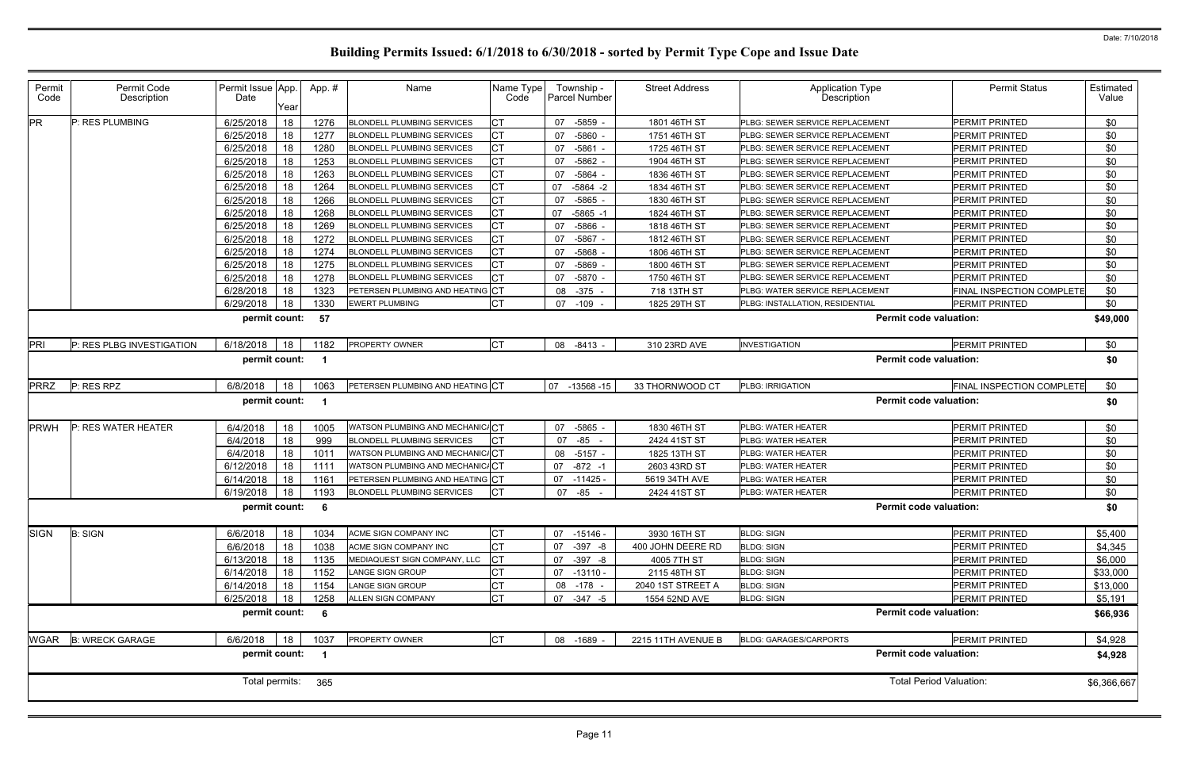# Building Permits Issued: 6/1/2018 to 6/30/2018 - sorted by Permit Type Cope and Issue Date

Date: 7/10/2018

| Permit Code | Permit Code Description | Permit Issue Date | App. Year | App. # | Name | Name Type Code | Township - Parcel Number | Street Address | Application Type Description | Permit Status | Estimated Value |
|---|---|---|---|---|---|---|---|---|---|---|---|
| PR | P: RES PLUMBING | 6/25/2018 | 18 | 1276 | BLONDELL PLUMBING SERVICES | CT | 07 -5859 - | 1801 46TH ST | PLBG: SEWER SERVICE REPLACEMENT | PERMIT PRINTED | $0 |
| | | 6/25/2018 | 18 | 1277 | BLONDELL PLUMBING SERVICES | CT | 07 -5860 - | 1751 46TH ST | PLBG: SEWER SERVICE REPLACEMENT | PERMIT PRINTED | $0 |
| | | 6/25/2018 | 18 | 1280 | BLONDELL PLUMBING SERVICES | CT | 07 -5861 - | 1725 46TH ST | PLBG: SEWER SERVICE REPLACEMENT | PERMIT PRINTED | $0 |
| | | 6/25/2018 | 18 | 1253 | BLONDELL PLUMBING SERVICES | CT | 07 -5862 - | 1904 46TH ST | PLBG: SEWER SERVICE REPLACEMENT | PERMIT PRINTED | $0 |
| | | 6/25/2018 | 18 | 1263 | BLONDELL PLUMBING SERVICES | CT | 07 -5864 - | 1836 46TH ST | PLBG: SEWER SERVICE REPLACEMENT | PERMIT PRINTED | $0 |
| | | 6/25/2018 | 18 | 1264 | BLONDELL PLUMBING SERVICES | CT | 07 -5864 -2 | 1834 46TH ST | PLBG: SEWER SERVICE REPLACEMENT | PERMIT PRINTED | $0 |
| | | 6/25/2018 | 18 | 1266 | BLONDELL PLUMBING SERVICES | CT | 07 -5865 - | 1830 46TH ST | PLBG: SEWER SERVICE REPLACEMENT | PERMIT PRINTED | $0 |
| | | 6/25/2018 | 18 | 1268 | BLONDELL PLUMBING SERVICES | CT | 07 -5865 -1 | 1824 46TH ST | PLBG: SEWER SERVICE REPLACEMENT | PERMIT PRINTED | $0 |
| | | 6/25/2018 | 18 | 1269 | BLONDELL PLUMBING SERVICES | CT | 07 -5866 - | 1818 46TH ST | PLBG: SEWER SERVICE REPLACEMENT | PERMIT PRINTED | $0 |
| | | 6/25/2018 | 18 | 1272 | BLONDELL PLUMBING SERVICES | CT | 07 -5867 - | 1812 46TH ST | PLBG: SEWER SERVICE REPLACEMENT | PERMIT PRINTED | $0 |
| | | 6/25/2018 | 18 | 1274 | BLONDELL PLUMBING SERVICES | CT | 07 -5868 - | 1806 46TH ST | PLBG: SEWER SERVICE REPLACEMENT | PERMIT PRINTED | $0 |
| | | 6/25/2018 | 18 | 1275 | BLONDELL PLUMBING SERVICES | CT | 07 -5869 - | 1800 46TH ST | PLBG: SEWER SERVICE REPLACEMENT | PERMIT PRINTED | $0 |
| | | 6/25/2018 | 18 | 1278 | BLONDELL PLUMBING SERVICES | CT | 07 -5870 - | 1750 46TH ST | PLBG: SEWER SERVICE REPLACEMENT | PERMIT PRINTED | $0 |
| | | 6/28/2018 | 18 | 1323 | PETERSEN PLUMBING AND HEATING | CT | 08 -375 - | 718 13TH ST | PLBG: WATER SERVICE REPLACEMENT | FINAL INSPECTION COMPLETE | $0 |
| | | 6/29/2018 | 18 | 1330 | EWERT PLUMBING | CT | 07 -109 - | 1825 29TH ST | PLBG: INSTALLATION, RESIDENTIAL | PERMIT PRINTED | $0 |
| | | permit count: | | 57 | | | | | Permit code valuation: | | $49,000 |
| PRI | P: RES PLBG INVESTIGATION | 6/18/2018 | 18 | 1182 | PROPERTY OWNER | CT | 08 -8413 - | 310 23RD AVE | INVESTIGATION | PERMIT PRINTED | $0 |
| | | permit count: | | 1 | | | | | Permit code valuation: | | $0 |
| PRRZ | P: RES RPZ | 6/8/2018 | 18 | 1063 | PETERSEN PLUMBING AND HEATING | CT | 07 -13568 -15 | 33 THORNWOOD CT | PLBG: IRRIGATION | FINAL INSPECTION COMPLETE | $0 |
| | | permit count: | | 1 | | | | | Permit code valuation: | | $0 |
| PRWH | P: RES WATER HEATER | 6/4/2018 | 18 | 1005 | WATSON PLUMBING AND MECHANICA | CT | 07 -5865 - | 1830 46TH ST | PLBG: WATER HEATER | PERMIT PRINTED | $0 |
| | | 6/4/2018 | 18 | 999 | BLONDELL PLUMBING SERVICES | CT | 07 -85 - | 2424 41ST ST | PLBG: WATER HEATER | PERMIT PRINTED | $0 |
| | | 6/4/2018 | 18 | 1011 | WATSON PLUMBING AND MECHANICA | CT | 08 -5157 - | 1825 13TH ST | PLBG: WATER HEATER | PERMIT PRINTED | $0 |
| | | 6/12/2018 | 18 | 1111 | WATSON PLUMBING AND MECHANICA | CT | 07 -872 -1 | 2603 43RD ST | PLBG: WATER HEATER | PERMIT PRINTED | $0 |
| | | 6/14/2018 | 18 | 1161 | PETERSEN PLUMBING AND HEATING | CT | 07 -11425 - | 5619 34TH AVE | PLBG: WATER HEATER | PERMIT PRINTED | $0 |
| | | 6/19/2018 | 18 | 1193 | BLONDELL PLUMBING SERVICES | CT | 07 -85 - | 2424 41ST ST | PLBG: WATER HEATER | PERMIT PRINTED | $0 |
| | | permit count: | | 6 | | | | | Permit code valuation: | | $0 |
| SIGN | B: SIGN | 6/6/2018 | 18 | 1034 | ACME SIGN COMPANY INC | CT | 07 -15146 - | 3930 16TH ST | BLDG: SIGN | PERMIT PRINTED | $5,400 |
| | | 6/6/2018 | 18 | 1038 | ACME SIGN COMPANY INC | CT | 07 -397 -8 | 400 JOHN DEERE RD | BLDG: SIGN | PERMIT PRINTED | $4,345 |
| | | 6/13/2018 | 18 | 1135 | MEDIAQUEST SIGN COMPANY, LLC | CT | 07 -397 -8 | 4005 7TH ST | BLDG: SIGN | PERMIT PRINTED | $6,000 |
| | | 6/14/2018 | 18 | 1152 | LANGE SIGN GROUP | CT | 07 -13110 - | 2115 48TH ST | BLDG: SIGN | PERMIT PRINTED | $33,000 |
| | | 6/14/2018 | 18 | 1154 | LANGE SIGN GROUP | CT | 08 -178 - | 2040 1ST STREET A | BLDG: SIGN | PERMIT PRINTED | $13,000 |
| | | 6/25/2018 | 18 | 1258 | ALLEN SIGN COMPANY | CT | 07 -347 -5 | 1554 52ND AVE | BLDG: SIGN | PERMIT PRINTED | $5,191 |
| | | permit count: | | 6 | | | | | Permit code valuation: | | $66,936 |
| WGAR | B: WRECK GARAGE | 6/6/2018 | 18 | 1037 | PROPERTY OWNER | CT | 08 -1689 - | 2215 11TH AVENUE B | BLDG: GARAGES/CARPORTS | PERMIT PRINTED | $4,928 |
| | | permit count: | | 1 | | | | | Permit code valuation: | | $4,928 |
| | | Total permits: | | 365 | | | | | Total Period Valuation: | | $6,366,667 |